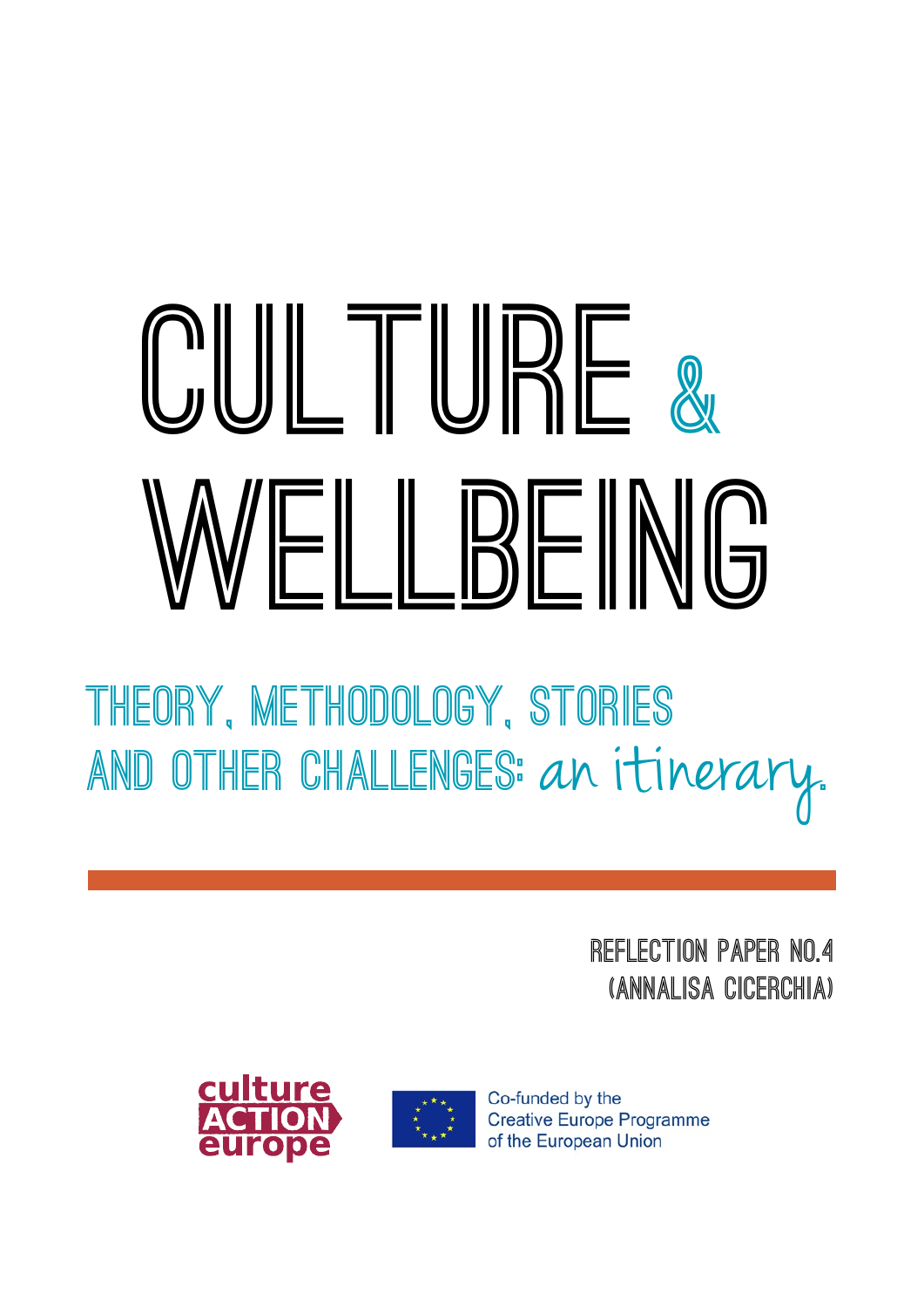# CULTURE & WELLBEING

## THEORY, METHODOLOGY, STORIES AND OTHER CHALLENGES: *an itinerary.*

REFLECTION PAPER NO.4
(ANNALISA CICERCHIA)

culture ACTION europe

Co-funded by the Creative Europe Programme of the European Union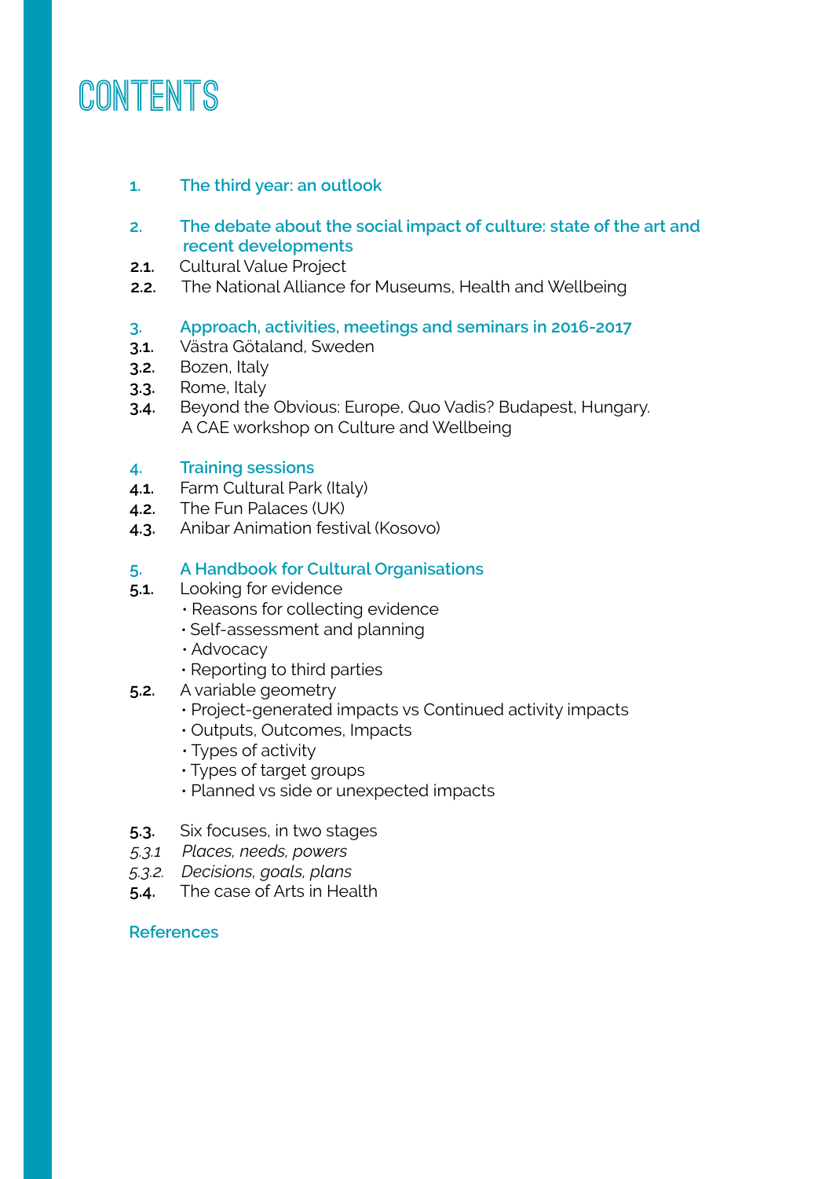# CONTENTS

**1. The third year: an outlook**

**2. The debate about the social impact of culture: state of the art and recent developments**

**2.1.** Cultural Value Project
**2.2.** The National Alliance for Museums, Health and Wellbeing

**3. Approach, activities, meetings and seminars in 2016-2017**

**3.1.** Västra Götaland, Sweden
**3.2.** Bozen, Italy
**3.3.** Rome, Italy
**3.4.** Beyond the Obvious: Europe, Quo Vadis? Budapest, Hungary. A CAE workshop on Culture and Wellbeing

**4. Training sessions**

**4.1.** Farm Cultural Park (Italy)
**4.2.** The Fun Palaces (UK)
**4.3.** Anibar Animation festival (Kosovo)

**5. A Handbook for Cultural Organisations**

**5.1.** Looking for evidence
- Reasons for collecting evidence
- Self-assessment and planning
- Advocacy
- Reporting to third parties

**5.2.** A variable geometry
- Project-generated impacts vs Continued activity impacts
- Outputs, Outcomes, Impacts
- Types of activity
- Types of target groups
- Planned vs side or unexpected impacts

**5.3.** Six focuses, in two stages
*5.3.1 Places, needs, powers*
*5.3.2. Decisions, goals, plans*
**5.4.** The case of Arts in Health

**References**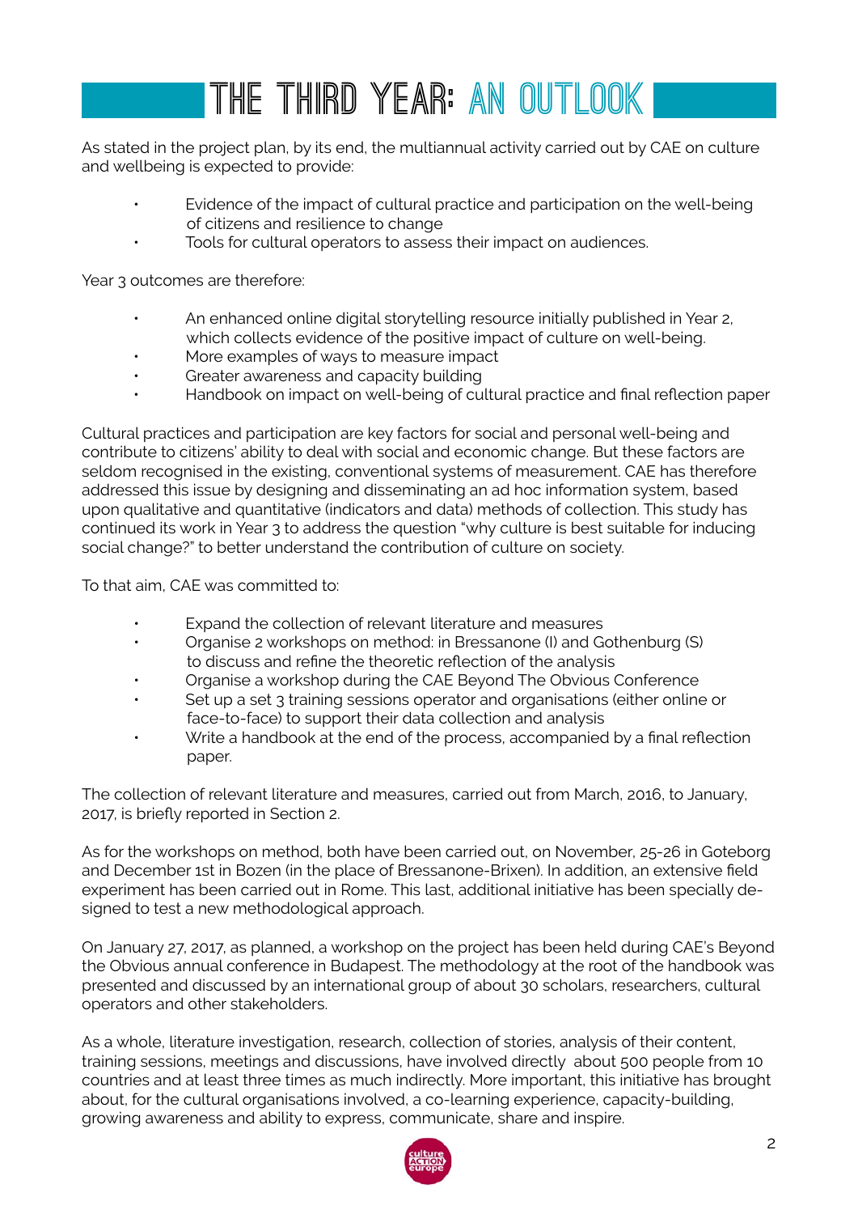# THE THIRD YEAR: AN OUTLOOK

As stated in the project plan, by its end, the multiannual activity carried out by CAE on culture and wellbeing is expected to provide:

- Evidence of the impact of cultural practice and participation on the well-being of citizens and resilience to change
- Tools for cultural operators to assess their impact on audiences.

Year 3 outcomes are therefore:

- An enhanced online digital storytelling resource initially published in Year 2, which collects evidence of the positive impact of culture on well-being.
- More examples of ways to measure impact
- Greater awareness and capacity building
- Handbook on impact on well-being of cultural practice and final reflection paper

Cultural practices and participation are key factors for social and personal well-being and contribute to citizens' ability to deal with social and economic change. But these factors are seldom recognised in the existing, conventional systems of measurement. CAE has therefore addressed this issue by designing and disseminating an ad hoc information system, based upon qualitative and quantitative (indicators and data) methods of collection. This study has continued its work in Year 3 to address the question "why culture is best suitable for inducing social change?" to better understand the contribution of culture on society.

To that aim, CAE was committed to:

- Expand the collection of relevant literature and measures
- Organise 2 workshops on method: in Bressanone (I) and Gothenburg (S) to discuss and refine the theoretic reflection of the analysis
- Organise a workshop during the CAE Beyond The Obvious Conference
- Set up a set 3 training sessions operator and organisations (either online or face-to-face) to support their data collection and analysis
- Write a handbook at the end of the process, accompanied by a final reflection paper.

The collection of relevant literature and measures, carried out from March, 2016, to January, 2017, is briefly reported in Section 2.

As for the workshops on method, both have been carried out, on November, 25-26 in Goteborg and December 1st in Bozen (in the place of Bressanone-Brixen). In addition, an extensive field experiment has been carried out in Rome. This last, additional initiative has been specially designed to test a new methodological approach.

On January 27, 2017, as planned, a workshop on the project has been held during CAE's Beyond the Obvious annual conference in Budapest. The methodology at the root of the handbook was presented and discussed by an international group of about 30 scholars, researchers, cultural operators and other stakeholders.

As a whole, literature investigation, research, collection of stories, analysis of their content, training sessions, meetings and discussions, have involved directly about 500 people from 10 countries and at least three times as much indirectly. More important, this initiative has brought about, for the cultural organisations involved, a co-learning experience, capacity-building, growing awareness and ability to express, communicate, share and inspire.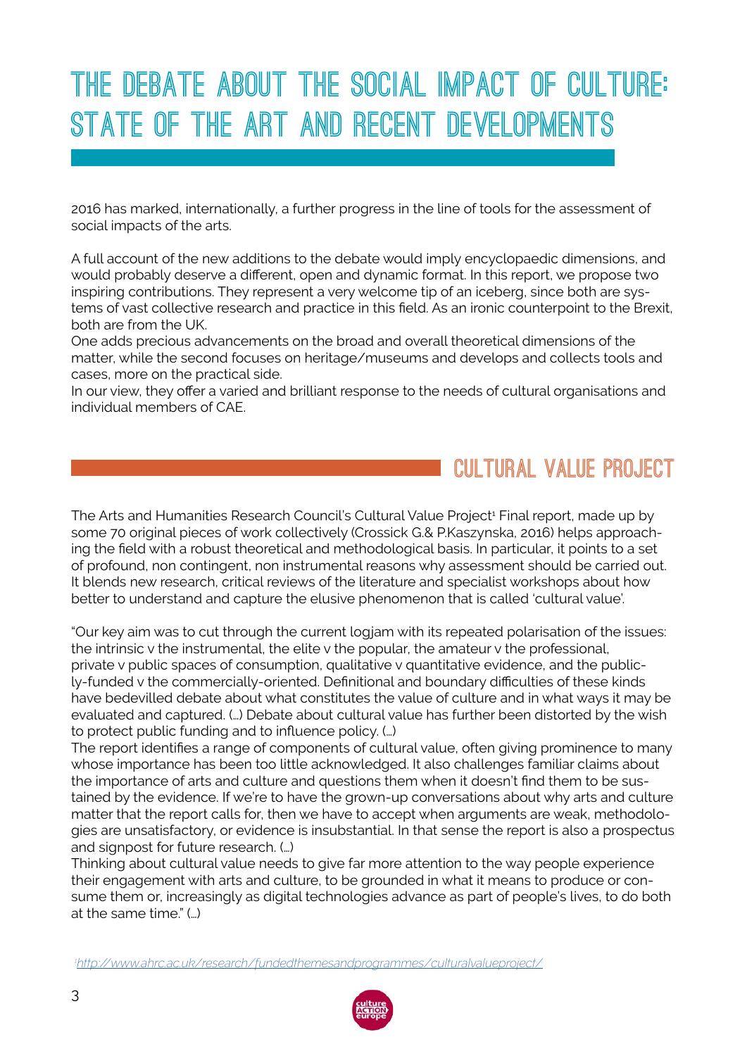# The debate about the social impact of culture: state of the art and recent developments

2016 has marked, internationally, a further progress in the line of tools for the assessment of social impacts of the arts.

A full account of the new additions to the debate would imply encyclopaedic dimensions, and would probably deserve a different, open and dynamic format. In this report, we propose two inspiring contributions. They represent a very welcome tip of an iceberg, since both are systems of vast collective research and practice in this field. As an ironic counterpoint to the Brexit, both are from the UK.
One adds precious advancements on the broad and overall theoretical dimensions of the matter, while the second focuses on heritage/museums and develops and collects tools and cases, more on the practical side.
In our view, they offer a varied and brilliant response to the needs of cultural organisations and individual members of CAE.

## Cultural Value Project

The Arts and Humanities Research Council's Cultural Value Project[1] Final report, made up by some 70 original pieces of work collectively (Crossick G.& P.Kaszynska, 2016) helps approaching the field with a robust theoretical and methodological basis. In particular, it points to a set of profound, non contingent, non instrumental reasons why assessment should be carried out. It blends new research, critical reviews of the literature and specialist workshops about how better to understand and capture the elusive phenomenon that is called 'cultural value'.

"Our key aim was to cut through the current logjam with its repeated polarisation of the issues: the intrinsic v the instrumental, the elite v the popular, the amateur v the professional, private v public spaces of consumption, qualitative v quantitative evidence, and the publicly-funded v the commercially-oriented. Definitional and boundary difficulties of these kinds have bedevilled debate about what constitutes the value of culture and in what ways it may be evaluated and captured. (...) Debate about cultural value has further been distorted by the wish to protect public funding and to influence policy. (...)
The report identifies a range of components of cultural value, often giving prominence to many whose importance has been too little acknowledged. It also challenges familiar claims about the importance of arts and culture and questions them when it doesn't find them to be sustained by the evidence. If we're to have the grown-up conversations about why arts and culture matter that the report calls for, then we have to accept when arguments are weak, methodologies are unsatisfactory, or evidence is insubstantial. In that sense the report is also a prospectus and signpost for future research. (...)
Thinking about cultural value needs to give far more attention to the way people experience their engagement with arts and culture, to be grounded in what it means to produce or consume them or, increasingly as digital technologies advance as part of people's lives, to do both at the same time." (...)

[1] *http://www.ahrc.ac.uk/research/fundedthemesandprogrammes/culturalvalueproject/*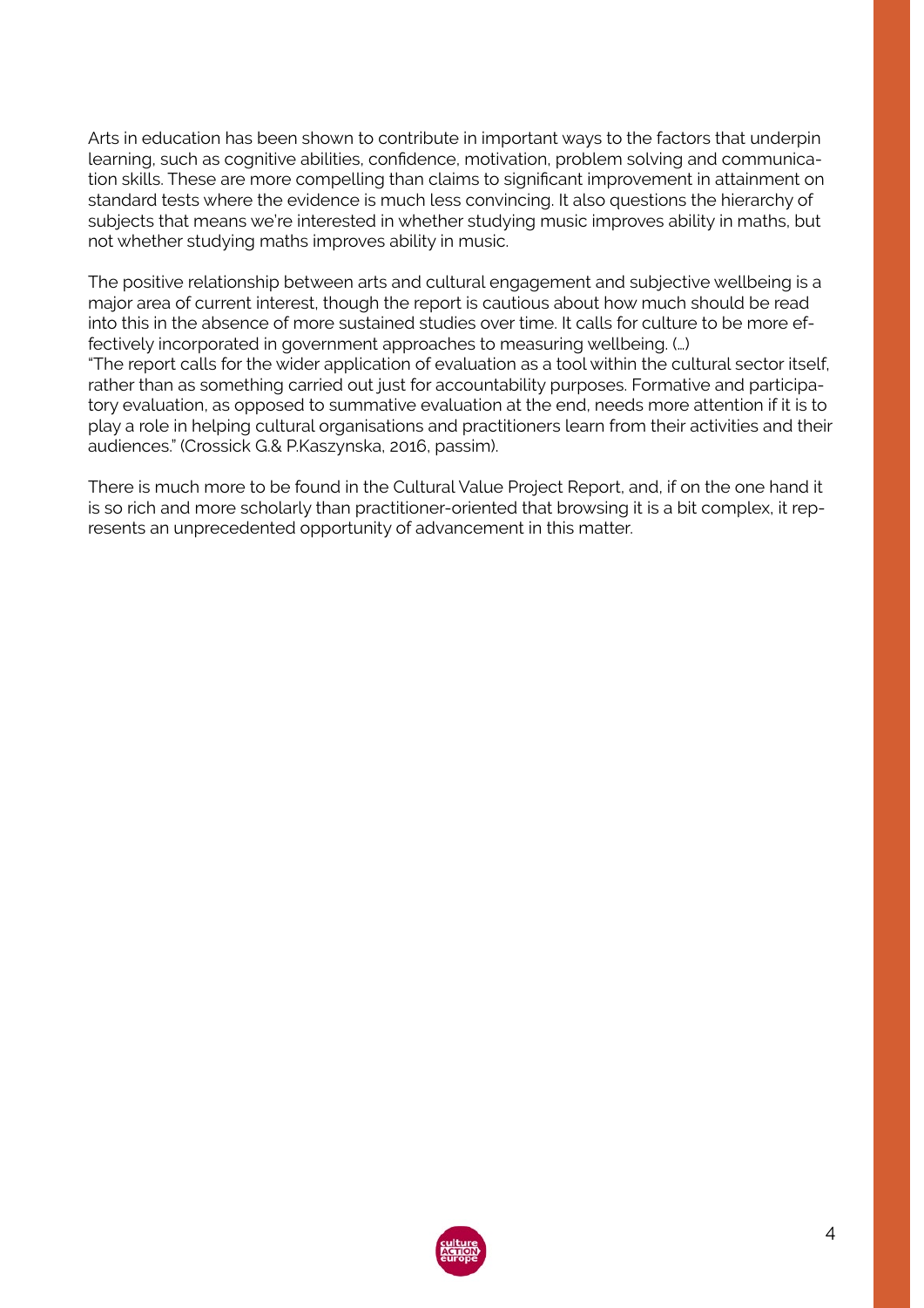Arts in education has been shown to contribute in important ways to the factors that underpin learning, such as cognitive abilities, confidence, motivation, problem solving and communication skills. These are more compelling than claims to significant improvement in attainment on standard tests where the evidence is much less convincing. It also questions the hierarchy of subjects that means we're interested in whether studying music improves ability in maths, but not whether studying maths improves ability in music.

The positive relationship between arts and cultural engagement and subjective wellbeing is a major area of current interest, though the report is cautious about how much should be read into this in the absence of more sustained studies over time. It calls for culture to be more effectively incorporated in government approaches to measuring wellbeing. (…)
"The report calls for the wider application of evaluation as a tool within the cultural sector itself, rather than as something carried out just for accountability purposes. Formative and participatory evaluation, as opposed to summative evaluation at the end, needs more attention if it is to play a role in helping cultural organisations and practitioners learn from their activities and their audiences." (Crossick G.& P.Kaszynska, 2016, passim).

There is much more to be found in the Cultural Value Project Report, and, if on the one hand it is so rich and more scholarly than practitioner-oriented that browsing it is a bit complex, it represents an unprecedented opportunity of advancement in this matter.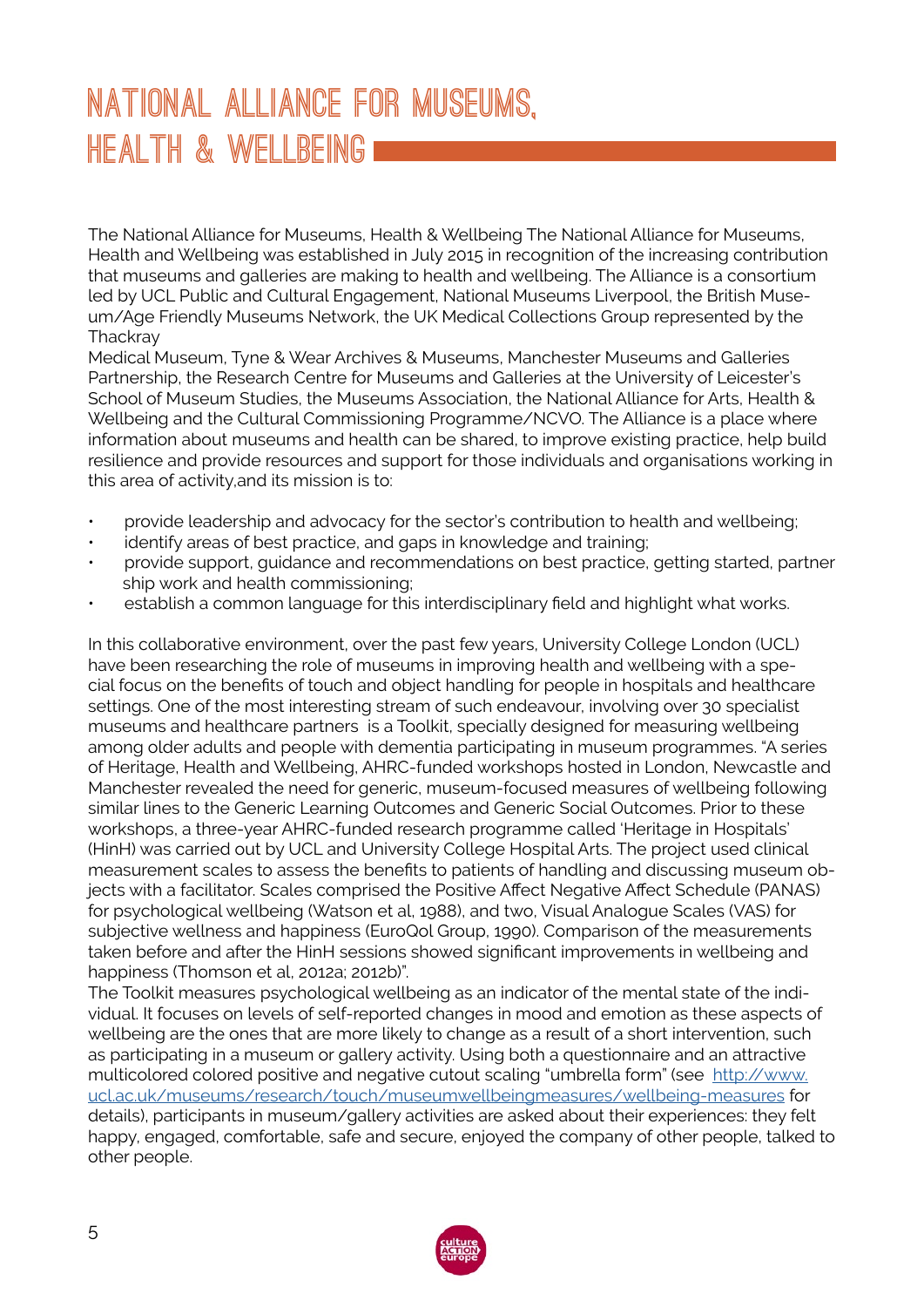# NATIONAL ALLIANCE FOR MUSEUMS, HEALTH & WELLBEING

The National Alliance for Museums, Health & Wellbeing The National Alliance for Museums, Health and Wellbeing was established in July 2015 in recognition of the increasing contribution that museums and galleries are making to health and wellbeing. The Alliance is a consortium led by UCL Public and Cultural Engagement, National Museums Liverpool, the British Museum/Age Friendly Museums Network, the UK Medical Collections Group represented by the Thackray
Medical Museum, Tyne & Wear Archives & Museums, Manchester Museums and Galleries Partnership, the Research Centre for Museums and Galleries at the University of Leicester's School of Museum Studies, the Museums Association, the National Alliance for Arts, Health & Wellbeing and the Cultural Commissioning Programme/NCVO. The Alliance is a place where information about museums and health can be shared, to improve existing practice, help build resilience and provide resources and support for those individuals and organisations working in this area of activity,and its mission is to:

- provide leadership and advocacy for the sector's contribution to health and wellbeing;
- identify areas of best practice, and gaps in knowledge and training;
- provide support, guidance and recommendations on best practice, getting started, partner ship work and health commissioning;
- establish a common language for this interdisciplinary field and highlight what works.

In this collaborative environment, over the past few years, University College London (UCL) have been researching the role of museums in improving health and wellbeing with a special focus on the benefits of touch and object handling for people in hospitals and healthcare settings. One of the most interesting stream of such endeavour, involving over 30 specialist museums and healthcare partners is a Toolkit, specially designed for measuring wellbeing among older adults and people with dementia participating in museum programmes. "A series of Heritage, Health and Wellbeing, AHRC-funded workshops hosted in London, Newcastle and Manchester revealed the need for generic, museum-focused measures of wellbeing following similar lines to the Generic Learning Outcomes and Generic Social Outcomes. Prior to these workshops, a three-year AHRC-funded research programme called 'Heritage in Hospitals' (HinH) was carried out by UCL and University College Hospital Arts. The project used clinical measurement scales to assess the benefits to patients of handling and discussing museum objects with a facilitator. Scales comprised the Positive Affect Negative Affect Schedule (PANAS) for psychological wellbeing (Watson et al, 1988), and two, Visual Analogue Scales (VAS) for subjective wellness and happiness (EuroQol Group, 1990). Comparison of the measurements taken before and after the HinH sessions showed significant improvements in wellbeing and happiness (Thomson et al, 2012a; 2012b)".
The Toolkit measures psychological wellbeing as an indicator of the mental state of the individual. It focuses on levels of self-reported changes in mood and emotion as these aspects of wellbeing are the ones that are more likely to change as a result of a short intervention, such as participating in a museum or gallery activity. Using both a questionnaire and an attractive multicolored colored positive and negative cutout scaling "umbrella form" (see [http://www.ucl.ac.uk/museums/research/touch/museumwellbeingmeasures/wellbeing-measures](http://www.ucl.ac.uk/museums/research/touch/museumwellbeingmeasures/wellbeing-measures) for details), participants in museum/gallery activities are asked about their experiences: they felt happy, engaged, comfortable, safe and secure, enjoyed the company of other people, talked to other people.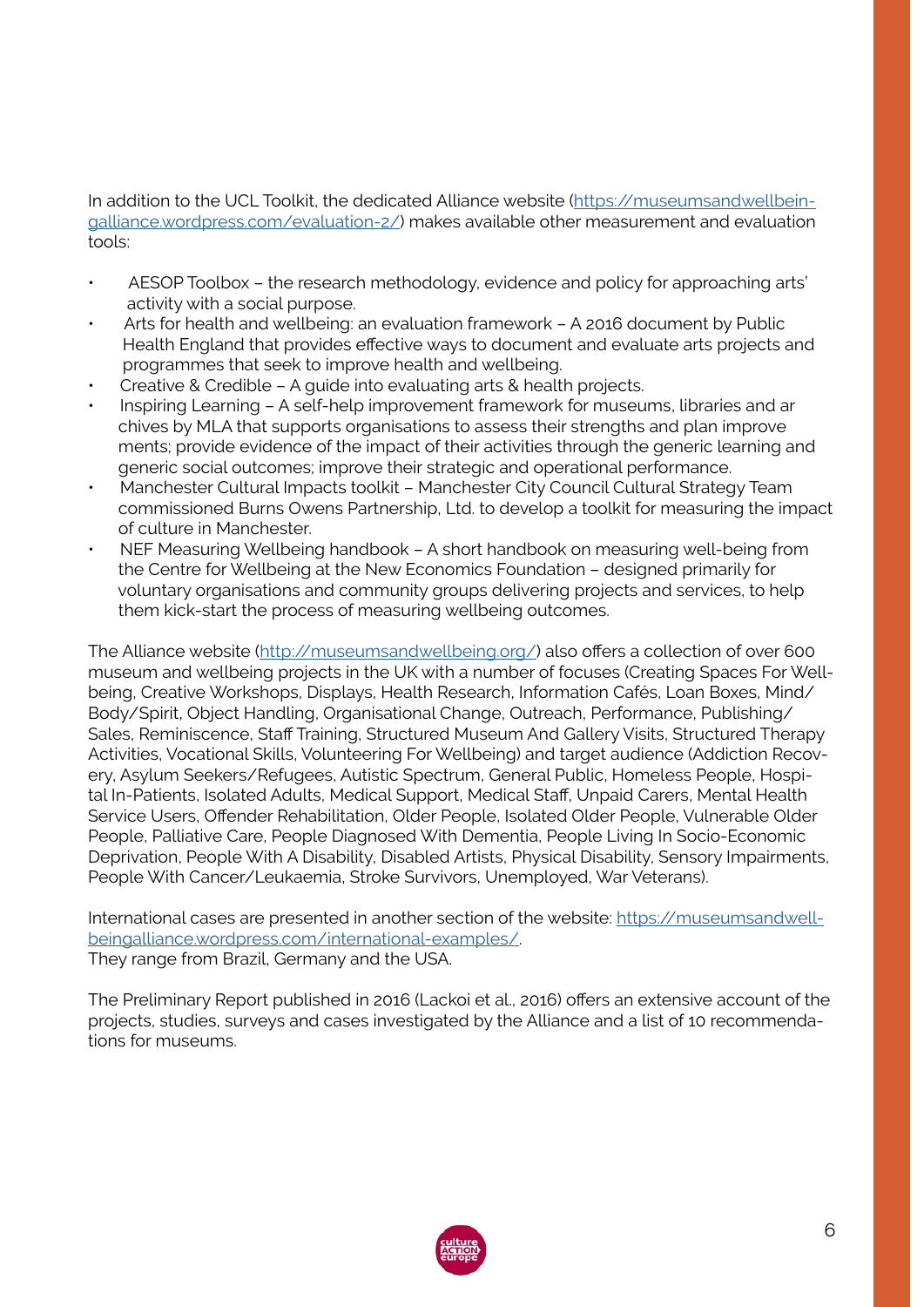In addition to the UCL Toolkit, the dedicated Alliance website (https://museumsandwellbeingalliance.wordpress.com/evaluation-2/) makes available other measurement and evaluation tools:

- AESOP Toolbox – the research methodology, evidence and policy for approaching arts' activity with a social purpose.
- Arts for health and wellbeing: an evaluation framework – A 2016 document by Public Health England that provides effective ways to document and evaluate arts projects and programmes that seek to improve health and wellbeing.
- Creative & Credible – A guide into evaluating arts & health projects.
- Inspiring Learning – A self-help improvement framework for museums, libraries and archives by MLA that supports organisations to assess their strengths and plan improvements; provide evidence of the impact of their activities through the generic learning and generic social outcomes; improve their strategic and operational performance.
- Manchester Cultural Impacts toolkit – Manchester City Council Cultural Strategy Team commissioned Burns Owens Partnership, Ltd. to develop a toolkit for measuring the impact of culture in Manchester.
- NEF Measuring Wellbeing handbook – A short handbook on measuring well-being from the Centre for Wellbeing at the New Economics Foundation – designed primarily for voluntary organisations and community groups delivering projects and services, to help them kick-start the process of measuring wellbeing outcomes.

The Alliance website (http://museumsandwellbeing.org/) also offers a collection of over 600 museum and wellbeing projects in the UK with a number of focuses (Creating Spaces For Wellbeing, Creative Workshops, Displays, Health Research, Information Cafés, Loan Boxes, Mind/Body/Spirit, Object Handling, Organisational Change, Outreach, Performance, Publishing/Sales, Reminiscence, Staff Training, Structured Museum And Gallery Visits, Structured Therapy Activities, Vocational Skills, Volunteering For Wellbeing) and target audience (Addiction Recovery, Asylum Seekers/Refugees, Autistic Spectrum, General Public, Homeless People, Hospital In-Patients, Isolated Adults, Medical Support, Medical Staff, Unpaid Carers, Mental Health Service Users, Offender Rehabilitation, Older People, Isolated Older People, Vulnerable Older People, Palliative Care, People Diagnosed With Dementia, People Living In Socio-Economic Deprivation, People With A Disability, Disabled Artists, Physical Disability, Sensory Impairments, People With Cancer/Leukaemia, Stroke Survivors, Unemployed, War Veterans).

International cases are presented in another section of the website: https://museumsandwellbeingalliance.wordpress.com/international-examples/.
They range from Brazil, Germany and the USA.

The Preliminary Report published in 2016 (Lackoi et al., 2016) offers an extensive account of the projects, studies, surveys and cases investigated by the Alliance and a list of 10 recommendations for museums.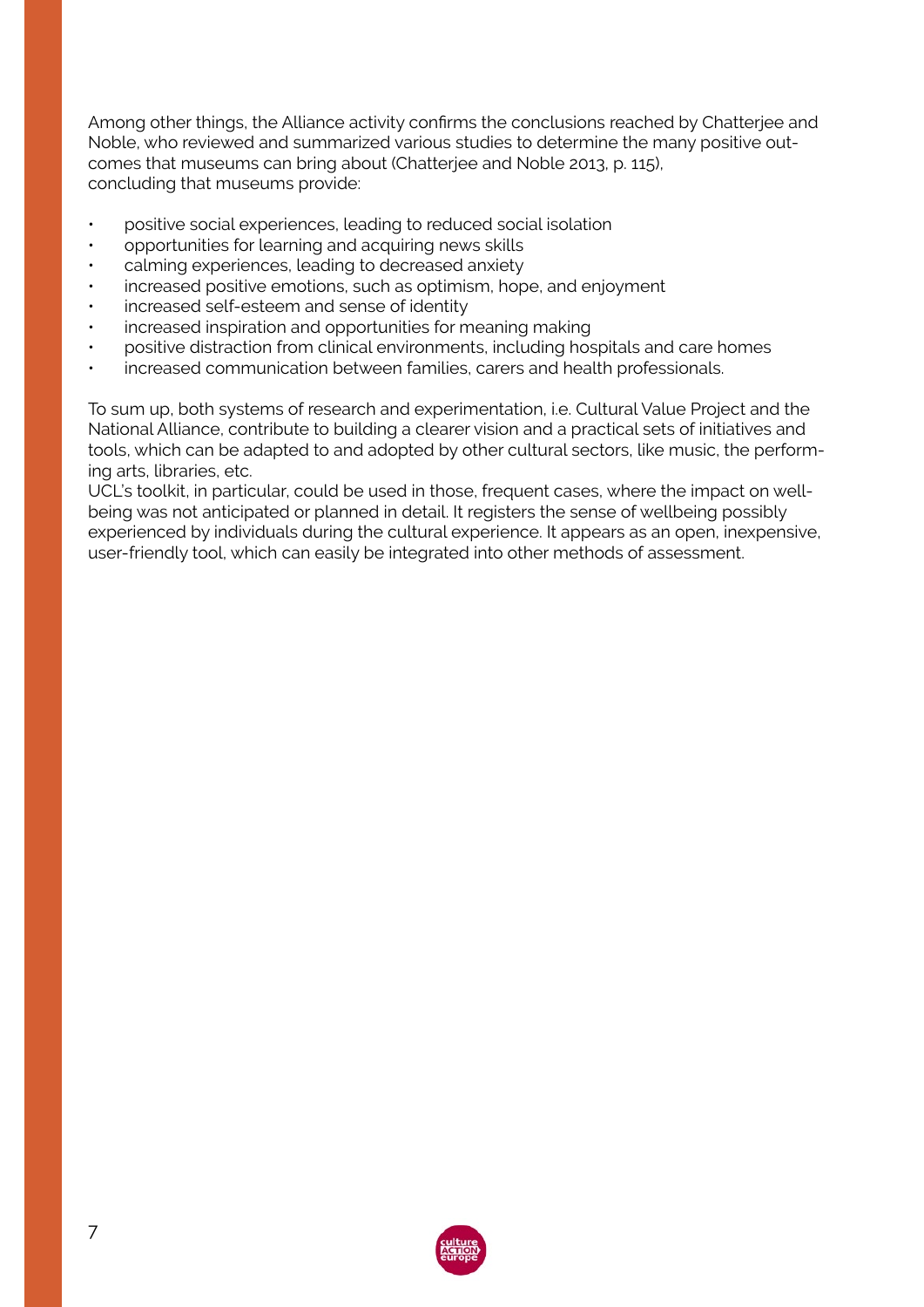Among other things, the Alliance activity confirms the conclusions reached by Chatterjee and Noble, who reviewed and summarized various studies to determine the many positive outcomes that museums can bring about (Chatterjee and Noble 2013, p. 115), concluding that museums provide:

- positive social experiences, leading to reduced social isolation
- opportunities for learning and acquiring news skills
- calming experiences, leading to decreased anxiety
- increased positive emotions, such as optimism, hope, and enjoyment
- increased self-esteem and sense of identity
- increased inspiration and opportunities for meaning making
- positive distraction from clinical environments, including hospitals and care homes
- increased communication between families, carers and health professionals.

To sum up, both systems of research and experimentation, i.e. Cultural Value Project and the National Alliance, contribute to building a clearer vision and a practical sets of initiatives and tools, which can be adapted to and adopted by other cultural sectors, like music, the performing arts, libraries, etc.
UCL's toolkit, in particular, could be used in those, frequent cases, where the impact on wellbeing was not anticipated or planned in detail. It registers the sense of wellbeing possibly experienced by individuals during the cultural experience. It appears as an open, inexpensive, user-friendly tool, which can easily be integrated into other methods of assessment.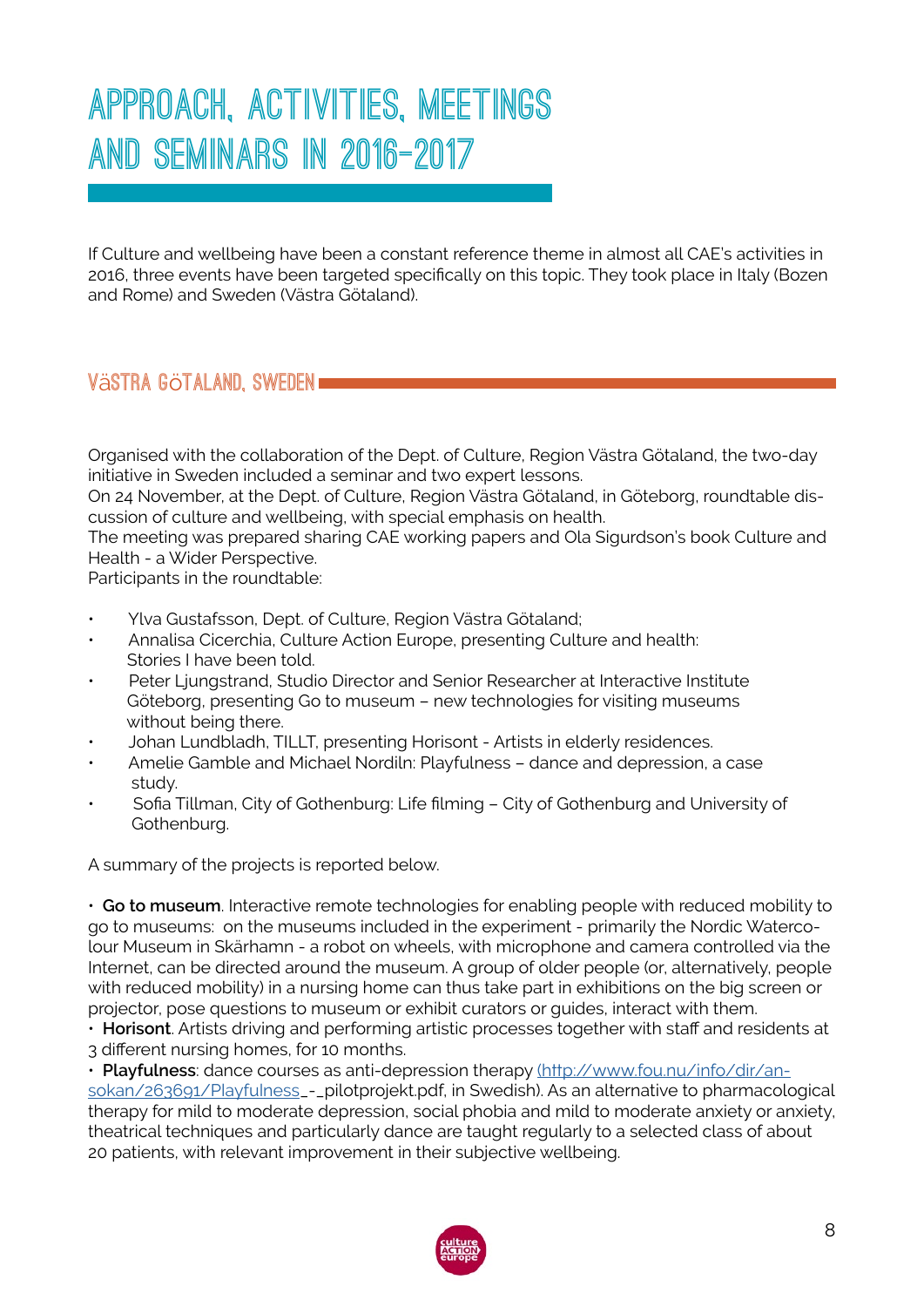# APPROACH, ACTIVITIES, MEETINGS AND SEMINARS IN 2016-2017

If Culture and wellbeing have been a constant reference theme in almost all CAE's activities in 2016, three events have been targeted specifically on this topic. They took place in Italy (Bozen and Rome) and Sweden (Västra Götaland).

## VäSTRA GÖTALAND, SWEDEN

Organised with the collaboration of the Dept. of Culture, Region Västra Götaland, the two-day initiative in Sweden included a seminar and two expert lessons.
On 24 November, at the Dept. of Culture, Region Västra Götaland, in Göteborg, roundtable discussion of culture and wellbeing, with special emphasis on health.
The meeting was prepared sharing CAE working papers and Ola Sigurdson's book Culture and Health - a Wider Perspective.
Participants in the roundtable:

- Ylva Gustafsson, Dept. of Culture, Region Västra Götaland;
- Annalisa Cicerchia, Culture Action Europe, presenting Culture and health: Stories I have been told.
- Peter Ljungstrand, Studio Director and Senior Researcher at Interactive Institute Göteborg, presenting Go to museum – new technologies for visiting museums without being there.
- Johan Lundbladh, TILLT, presenting Horisont - Artists in elderly residences.
- Amelie Gamble and Michael Nordiln: Playfulness – dance and depression, a case study.
- Sofia Tillman, City of Gothenburg: Life filming – City of Gothenburg and University of Gothenburg.

A summary of the projects is reported below.

• **Go to museum**. Interactive remote technologies for enabling people with reduced mobility to go to museums: on the museums included in the experiment - primarily the Nordic Watercolour Museum in Skärhamn - a robot on wheels, with microphone and camera controlled via the Internet, can be directed around the museum. A group of older people (or, alternatively, people with reduced mobility) in a nursing home can thus take part in exhibitions on the big screen or projector, pose questions to museum or exhibit curators or guides, interact with them.
• **Horisont**. Artists driving and performing artistic processes together with staff and residents at 3 different nursing homes, for 10 months.
• **Playfulness**: dance courses as anti-depression therapy (http://www.fou.nu/info/dir/ansokan/263691/Playfulness_-_pilotprojekt.pdf, in Swedish). As an alternative to pharmacological therapy for mild to moderate depression, social phobia and mild to moderate anxiety or anxiety, theatrical techniques and particularly dance are taught regularly to a selected class of about 20 patients, with relevant improvement in their subjective wellbeing.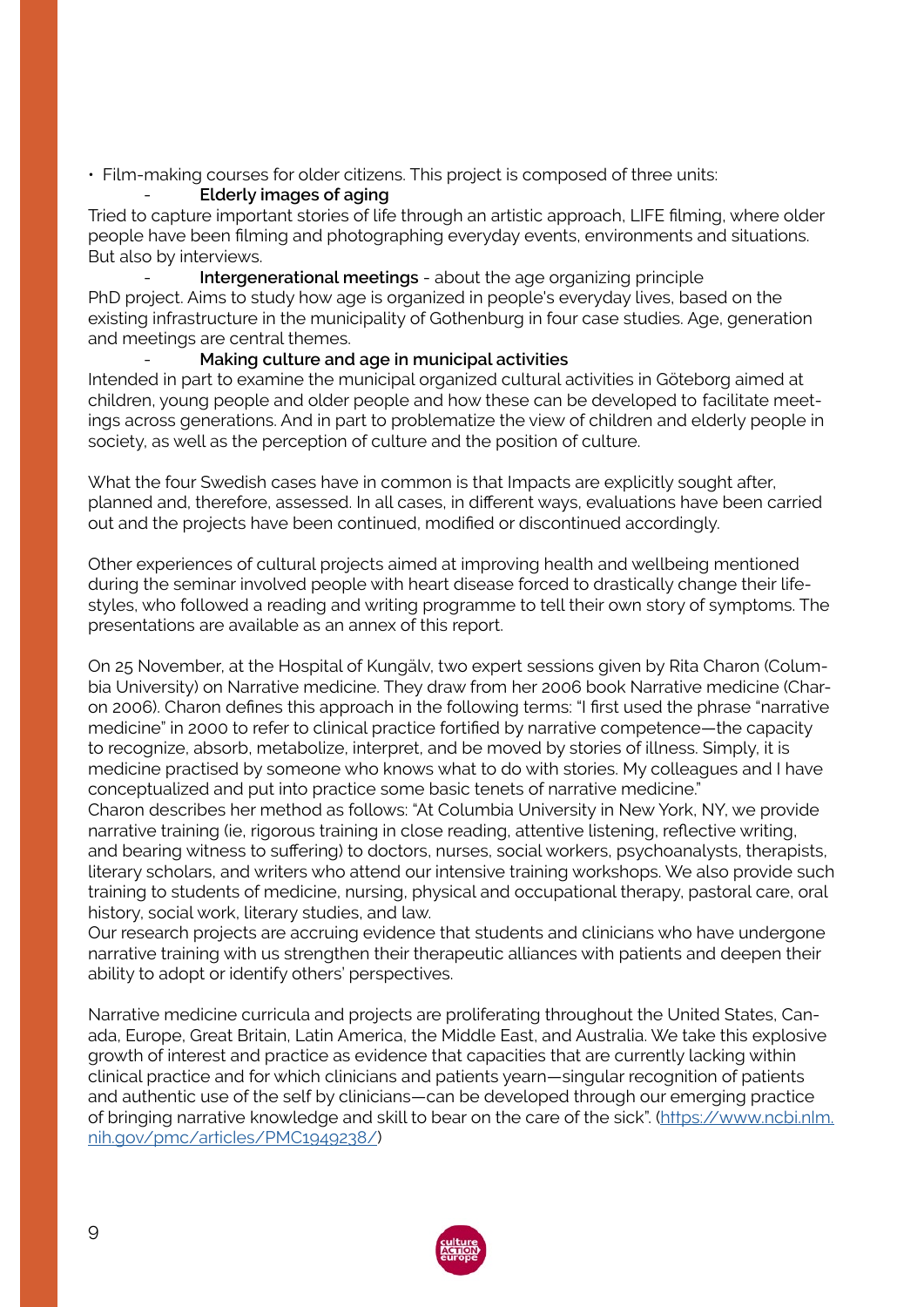- Film-making courses for older citizens. This project is composed of three units:
  - **Elderly images of aging**

Tried to capture important stories of life through an artistic approach, LIFE filming, where older people have been filming and photographing everyday events, environments and situations. But also by interviews.

  - **Intergenerational meetings** - about the age organizing principle

PhD project. Aims to study how age is organized in people's everyday lives, based on the existing infrastructure in the municipality of Gothenburg in four case studies. Age, generation and meetings are central themes.

  - **Making culture and age in municipal activities**

Intended in part to examine the municipal organized cultural activities in Göteborg aimed at children, young people and older people and how these can be developed to facilitate meetings across generations. And in part to problematize the view of children and elderly people in society, as well as the perception of culture and the position of culture.

What the four Swedish cases have in common is that Impacts are explicitly sought after, planned and, therefore, assessed. In all cases, in different ways, evaluations have been carried out and the projects have been continued, modified or discontinued accordingly.

Other experiences of cultural projects aimed at improving health and wellbeing mentioned during the seminar involved people with heart disease forced to drastically change their lifestyles, who followed a reading and writing programme to tell their own story of symptoms. The presentations are available as an annex of this report.

On 25 November, at the Hospital of Kungälv, two expert sessions given by Rita Charon (Columbia University) on Narrative medicine. They draw from her 2006 book Narrative medicine (Charon 2006). Charon defines this approach in the following terms: "I first used the phrase "narrative medicine" in 2000 to refer to clinical practice fortified by narrative competence—the capacity to recognize, absorb, metabolize, interpret, and be moved by stories of illness. Simply, it is medicine practised by someone who knows what to do with stories. My colleagues and I have conceptualized and put into practice some basic tenets of narrative medicine."
Charon describes her method as follows: "At Columbia University in New York, NY, we provide narrative training (ie, rigorous training in close reading, attentive listening, reflective writing, and bearing witness to suffering) to doctors, nurses, social workers, psychoanalysts, therapists, literary scholars, and writers who attend our intensive training workshops. We also provide such training to students of medicine, nursing, physical and occupational therapy, pastoral care, oral history, social work, literary studies, and law.
Our research projects are accruing evidence that students and clinicians who have undergone narrative training with us strengthen their therapeutic alliances with patients and deepen their ability to adopt or identify others' perspectives.

Narrative medicine curricula and projects are proliferating throughout the United States, Canada, Europe, Great Britain, Latin America, the Middle East, and Australia. We take this explosive growth of interest and practice as evidence that capacities that are currently lacking within clinical practice and for which clinicians and patients yearn—singular recognition of patients and authentic use of the self by clinicians—can be developed through our emerging practice of bringing narrative knowledge and skill to bear on the care of the sick". (https://www.ncbi.nlm.nih.gov/pmc/articles/PMC1949238/)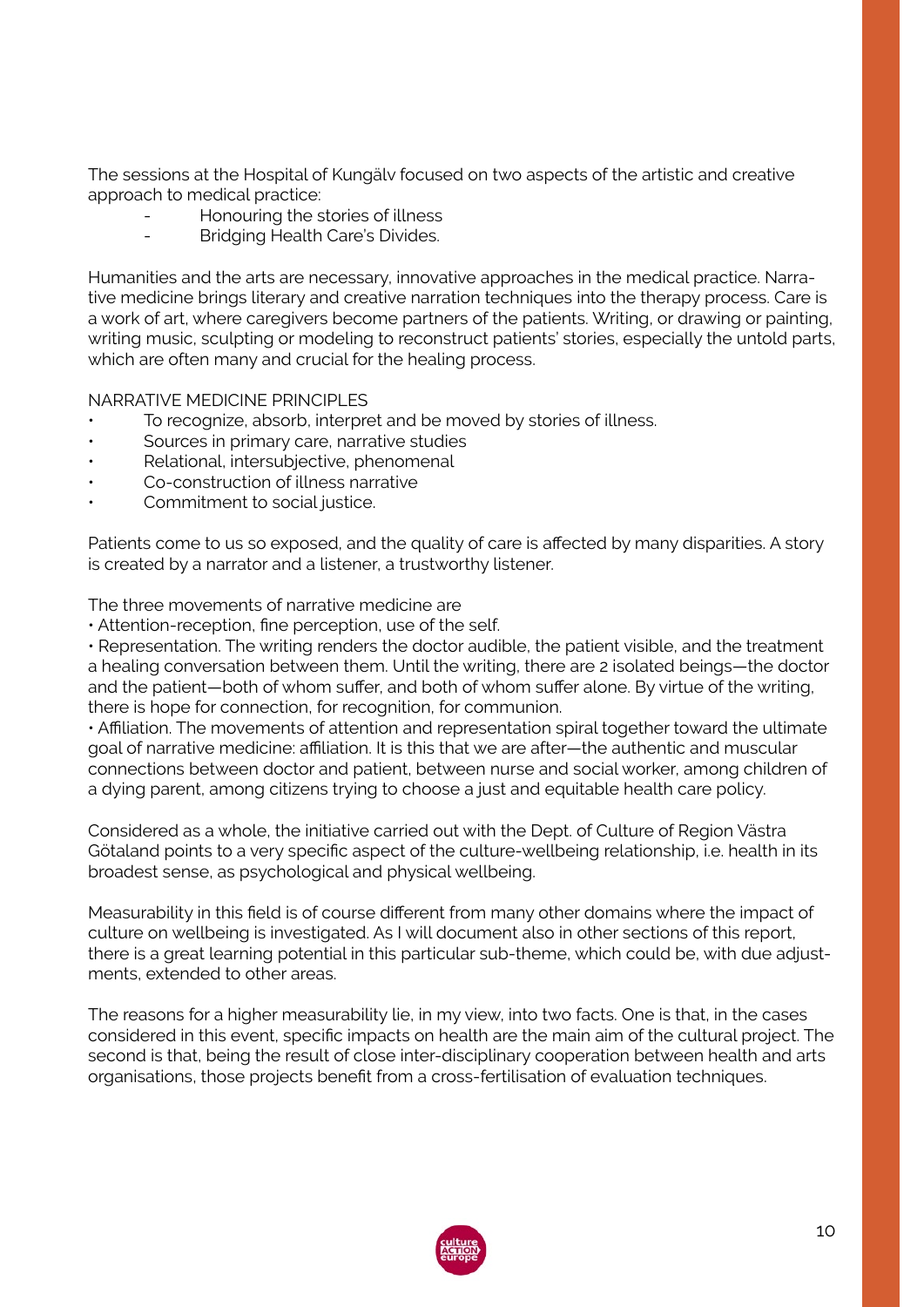The sessions at the Hospital of Kungälv focused on two aspects of the artistic and creative approach to medical practice:

- Honouring the stories of illness
- Bridging Health Care's Divides.

Humanities and the arts are necessary, innovative approaches in the medical practice. Narrative medicine brings literary and creative narration techniques into the therapy process. Care is a work of art, where caregivers become partners of the patients. Writing, or drawing or painting, writing music, sculpting or modeling to reconstruct patients' stories, especially the untold parts, which are often many and crucial for the healing process.

NARRATIVE MEDICINE PRINCIPLES

- To recognize, absorb, interpret and be moved by stories of illness.
- Sources in primary care, narrative studies
- Relational, intersubjective, phenomenal
- Co-construction of illness narrative
- Commitment to social justice.

Patients come to us so exposed, and the quality of care is affected by many disparities. A story is created by a narrator and a listener, a trustworthy listener.

The three movements of narrative medicine are

- Attention-reception, fine perception, use of the self.
- Representation. The writing renders the doctor audible, the patient visible, and the treatment a healing conversation between them. Until the writing, there are 2 isolated beings—the doctor and the patient—both of whom suffer, and both of whom suffer alone. By virtue of the writing, there is hope for connection, for recognition, for communion.
- Affiliation. The movements of attention and representation spiral together toward the ultimate goal of narrative medicine: affiliation. It is this that we are after—the authentic and muscular connections between doctor and patient, between nurse and social worker, among children of a dying parent, among citizens trying to choose a just and equitable health care policy.

Considered as a whole, the initiative carried out with the Dept. of Culture of Region Västra Götaland points to a very specific aspect of the culture-wellbeing relationship, i.e. health in its broadest sense, as psychological and physical wellbeing.

Measurability in this field is of course different from many other domains where the impact of culture on wellbeing is investigated. As I will document also in other sections of this report, there is a great learning potential in this particular sub-theme, which could be, with due adjustments, extended to other areas.

The reasons for a higher measurability lie, in my view, into two facts. One is that, in the cases considered in this event, specific impacts on health are the main aim of the cultural project. The second is that, being the result of close inter-disciplinary cooperation between health and arts organisations, those projects benefit from a cross-fertilisation of evaluation techniques.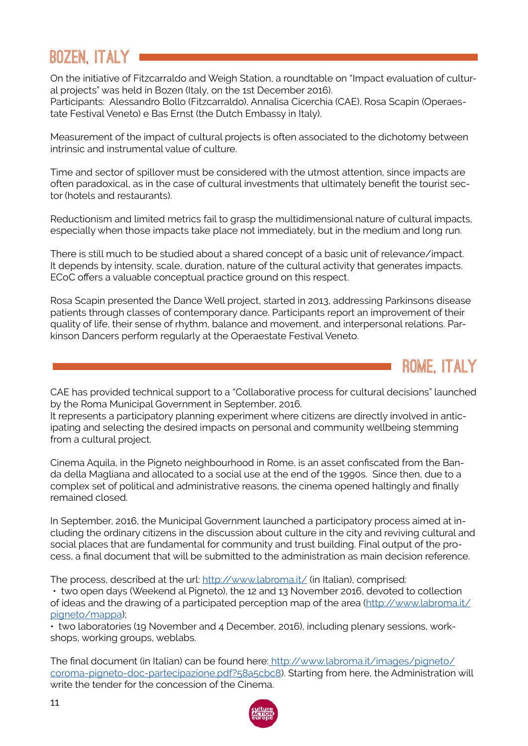## BOZEN, ITALY

On the initiative of Fitzcarraldo and Weigh Station, a roundtable on "Impact evaluation of cultural projects" was held in Bozen (Italy, on the 1st December 2016).
Participants: Alessandro Bollo (Fitzcarraldo), Annalisa Cicerchia (CAE), Rosa Scapin (Operaestate Festival Veneto) e Bas Ernst (the Dutch Embassy in Italy).

Measurement of the impact of cultural projects is often associated to the dichotomy between intrinsic and instrumental value of culture.

Time and sector of spillover must be considered with the utmost attention, since impacts are often paradoxical, as in the case of cultural investments that ultimately benefit the tourist sector (hotels and restaurants).

Reductionism and limited metrics fail to grasp the multidimensional nature of cultural impacts, especially when those impacts take place not immediately, but in the medium and long run.

There is still much to be studied about a shared concept of a basic unit of relevance/impact. It depends by intensity, scale, duration, nature of the cultural activity that generates impacts. ECoC offers a valuable conceptual practice ground on this respect.

Rosa Scapin presented the Dance Well project, started in 2013, addressing Parkinsons disease patients through classes of contemporary dance. Participants report an improvement of their quality of life, their sense of rhythm, balance and movement, and interpersonal relations. Parkinson Dancers perform regularly at the Operaestate Festival Veneto.

## ROME, ITALY

CAE has provided technical support to a "Collaborative process for cultural decisions" launched by the Roma Municipal Government in September, 2016.
It represents a participatory planning experiment where citizens are directly involved in anticipating and selecting the desired impacts on personal and community wellbeing stemming from a cultural project.

Cinema Aquila, in the Pigneto neighbourhood in Rome, is an asset confiscated from the Banda della Magliana and allocated to a social use at the end of the 1990s. Since then, due to a complex set of political and administrative reasons, the cinema opened haltingly and finally remained closed.

In September, 2016, the Municipal Government launched a participatory process aimed at including the ordinary citizens in the discussion about culture in the city and reviving cultural and social places that are fundamental for community and trust building. Final output of the process, a final document that will be submitted to the administration as main decision reference.

The process, described at the url: http://www.labroma.it/ (in Italian), comprised:

- two open days (Weekend al Pigneto), the 12 and 13 November 2016, devoted to collection of ideas and the drawing of a participated perception map of the area (http://www.labroma.it/pigneto/mappa);
- two laboratories (19 November and 4 December, 2016), including plenary sessions, workshops, working groups, weblabs.

The final document (in Italian) can be found here: http://www.labroma.it/images/pigneto/coroma-pigneto-doc-partecipazione.pdf?58a5cbc8). Starting from here, the Administration will write the tender for the concession of the Cinema.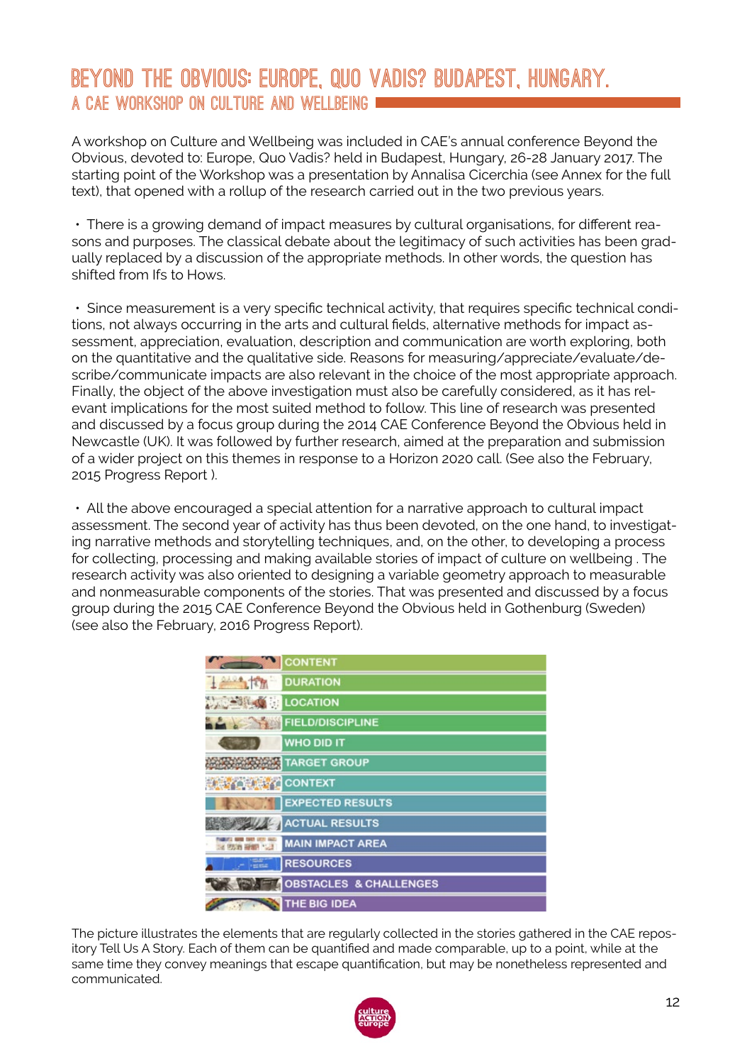# BEYOND THE OBVIOUS: EUROPE, QUO VADIS? BUDAPEST, HUNGARY.

## A CAE WORKSHOP ON CULTURE AND WELLBEING

A workshop on Culture and Wellbeing was included in CAE's annual conference Beyond the Obvious, devoted to: Europe, Quo Vadis? held in Budapest, Hungary, 26-28 January 2017. The starting point of the Workshop was a presentation by Annalisa Cicerchia (see Annex for the full text), that opened with a rollup of the research carried out in the two previous years.

- There is a growing demand of impact measures by cultural organisations, for different reasons and purposes. The classical debate about the legitimacy of such activities has been gradually replaced by a discussion of the appropriate methods. In other words, the question has shifted from Ifs to Hows.

- Since measurement is a very specific technical activity, that requires specific technical conditions, not always occurring in the arts and cultural fields, alternative methods for impact assessment, appreciation, evaluation, description and communication are worth exploring, both on the quantitative and the qualitative side. Reasons for measuring/appreciate/evaluate/describe/communicate impacts are also relevant in the choice of the most appropriate approach. Finally, the object of the above investigation must also be carefully considered, as it has relevant implications for the most suited method to follow. This line of research was presented and discussed by a focus group during the 2014 CAE Conference Beyond the Obvious held in Newcastle (UK). It was followed by further research, aimed at the preparation and submission of a wider project on this themes in response to a Horizon 2020 call. (See also the February, 2015 Progress Report ).

- All the above encouraged a special attention for a narrative approach to cultural impact assessment. The second year of activity has thus been devoted, on the one hand, to investigating narrative methods and storytelling techniques, and, on the other, to developing a process for collecting, processing and making available stories of impact of culture on wellbeing . The research activity was also oriented to designing a variable geometry approach to measurable and nonmeasurable components of the stories. That was presented and discussed by a focus group during the 2015 CAE Conference Beyond the Obvious held in Gothenburg (Sweden) (see also the February, 2016 Progress Report).

CONTENT
DURATION
LOCATION
FIELD/DISCIPLINE
WHO DID IT
TARGET GROUP
CONTEXT
EXPECTED RESULTS
ACTUAL RESULTS
MAIN IMPACT AREA
RESOURCES
OBSTACLES & CHALLENGES
THE BIG IDEA

The picture illustrates the elements that are regularly collected in the stories gathered in the CAE repository Tell Us A Story. Each of them can be quantified and made comparable, up to a point, while at the same time they convey meanings that escape quantification, but may be nonetheless represented and communicated.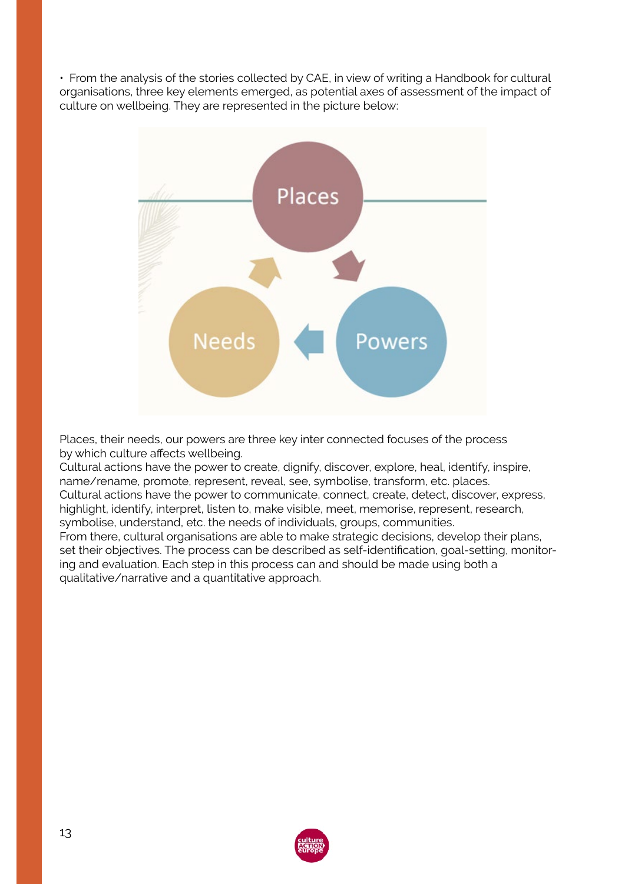• From the analysis of the stories collected by CAE, in view of writing a Handbook for cultural organisations, three key elements emerged, as potential axes of assessment of the impact of culture on wellbeing. They are represented in the picture below:

Places, their needs, our powers are three key inter connected focuses of the process by which culture affects wellbeing.
Cultural actions have the power to create, dignify, discover, explore, heal, identify, inspire, name/rename, promote, represent, reveal, see, symbolise, transform, etc. places.
Cultural actions have the power to communicate, connect, create, detect, discover, express, highlight, identify, interpret, listen to, make visible, meet, memorise, represent, research, symbolise, understand, etc. the needs of individuals, groups, communities.
From there, cultural organisations are able to make strategic decisions, develop their plans, set their objectives. The process can be described as self-identification, goal-setting, monitoring and evaluation. Each step in this process can and should be made using both a qualitative/narrative and a quantitative approach.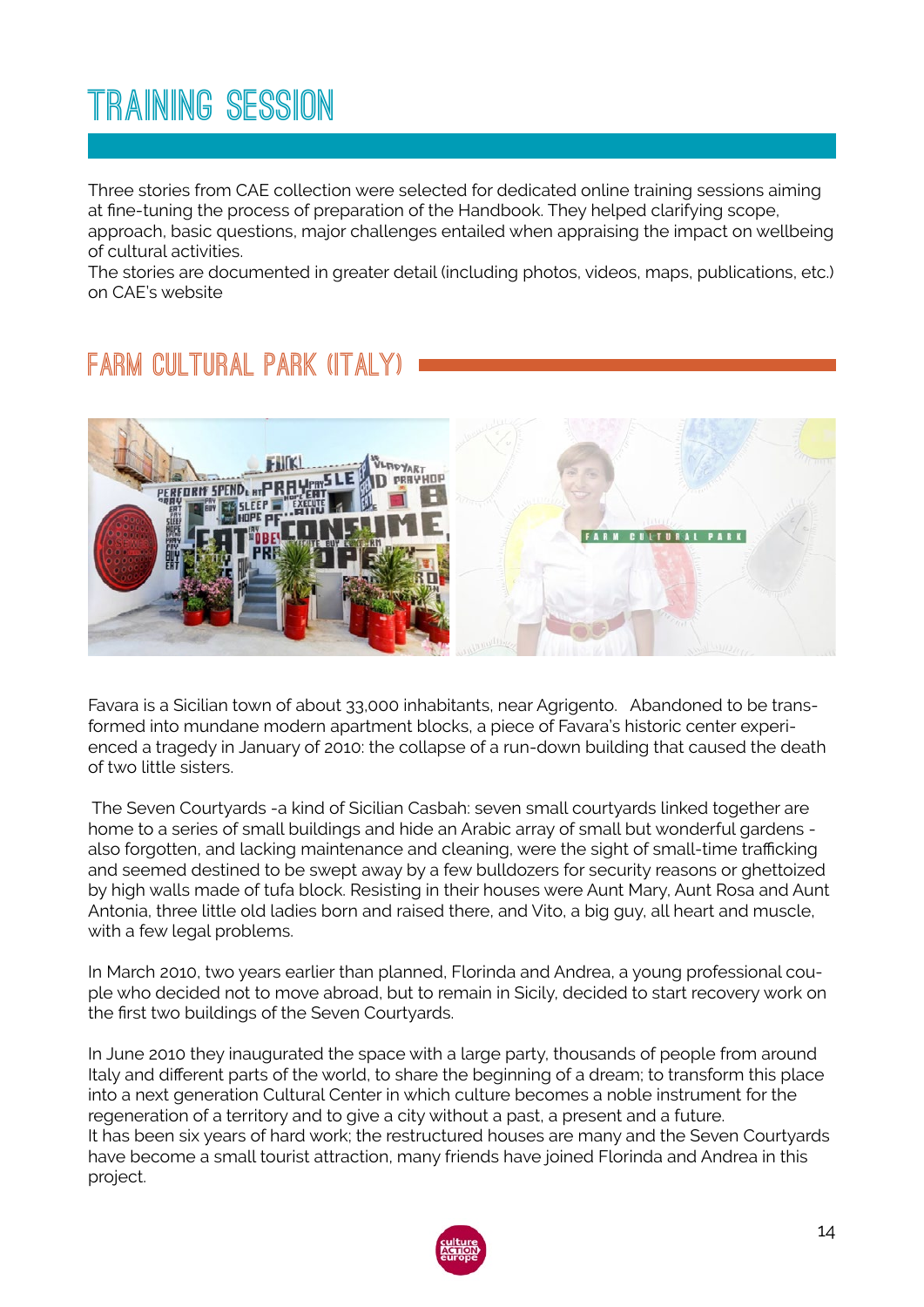# TRAINING SESSION

Three stories from CAE collection were selected for dedicated online training sessions aiming at fine-tuning the process of preparation of the Handbook. They helped clarifying scope, approach, basic questions, major challenges entailed when appraising the impact on wellbeing of cultural activities.
The stories are documented in greater detail (including photos, videos, maps, publications, etc.) on CAE's website

## FARM CULTURAL PARK (ITALY)

Favara is a Sicilian town of about 33,000 inhabitants, near Agrigento. Abandoned to be transformed into mundane modern apartment blocks, a piece of Favara's historic center experienced a tragedy in January of 2010: the collapse of a run-down building that caused the death of two little sisters.

The Seven Courtyards -a kind of Sicilian Casbah: seven small courtyards linked together are home to a series of small buildings and hide an Arabic array of small but wonderful gardens - also forgotten, and lacking maintenance and cleaning, were the sight of small-time trafficking and seemed destined to be swept away by a few bulldozers for security reasons or ghettoized by high walls made of tufa block. Resisting in their houses were Aunt Mary, Aunt Rosa and Aunt Antonia, three little old ladies born and raised there, and Vito, a big guy, all heart and muscle, with a few legal problems.

In March 2010, two years earlier than planned, Florinda and Andrea, a young professional couple who decided not to move abroad, but to remain in Sicily, decided to start recovery work on the first two buildings of the Seven Courtyards.

In June 2010 they inaugurated the space with a large party, thousands of people from around Italy and different parts of the world, to share the beginning of a dream; to transform this place into a next generation Cultural Center in which culture becomes a noble instrument for the regeneration of a territory and to give a city without a past, a present and a future.
It has been six years of hard work; the restructured houses are many and the Seven Courtyards have become a small tourist attraction, many friends have joined Florinda and Andrea in this project.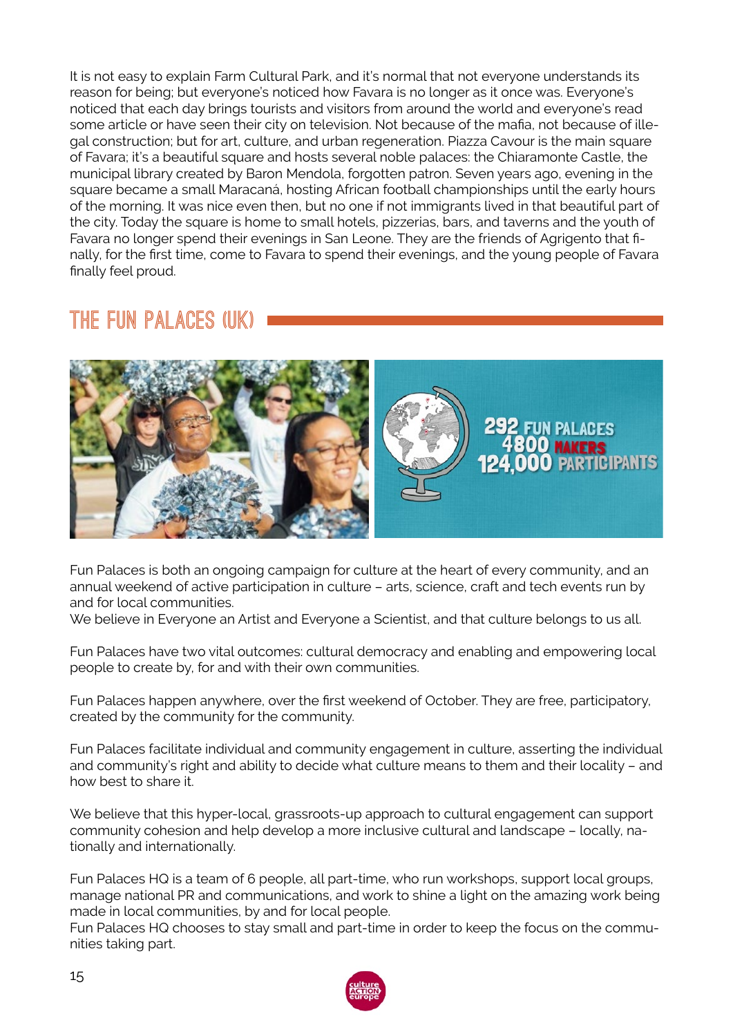It is not easy to explain Farm Cultural Park, and it's normal that not everyone understands its reason for being; but everyone's noticed how Favara is no longer as it once was. Everyone's noticed that each day brings tourists and visitors from around the world and everyone's read some article or have seen their city on television. Not because of the mafia, not because of illegal construction; but for art, culture, and urban regeneration. Piazza Cavour is the main square of Favara; it's a beautiful square and hosts several noble palaces: the Chiaramonte Castle, the municipal library created by Baron Mendola, forgotten patron. Seven years ago, evening in the square became a small Maracanã, hosting African football championships until the early hours of the morning. It was nice even then, but no one if not immigrants lived in that beautiful part of the city. Today the square is home to small hotels, pizzerias, bars, and taverns and the youth of Favara no longer spend their evenings in San Leone. They are the friends of Agrigento that finally, for the first time, come to Favara to spend their evenings, and the young people of Favara finally feel proud.

## THE FUN PALACES (UK)

292 FUN PALACES
4800 MAKERS
124,000 PARTICIPANTS

Fun Palaces is both an ongoing campaign for culture at the heart of every community, and an annual weekend of active participation in culture – arts, science, craft and tech events run by and for local communities.
We believe in Everyone an Artist and Everyone a Scientist, and that culture belongs to us all.

Fun Palaces have two vital outcomes: cultural democracy and enabling and empowering local people to create by, for and with their own communities.

Fun Palaces happen anywhere, over the first weekend of October. They are free, participatory, created by the community for the community.

Fun Palaces facilitate individual and community engagement in culture, asserting the individual and community's right and ability to decide what culture means to them and their locality – and how best to share it.

We believe that this hyper-local, grassroots-up approach to cultural engagement can support community cohesion and help develop a more inclusive cultural and landscape – locally, nationally and internationally.

Fun Palaces HQ is a team of 6 people, all part-time, who run workshops, support local groups, manage national PR and communications, and work to shine a light on the amazing work being made in local communities, by and for local people.
Fun Palaces HQ chooses to stay small and part-time in order to keep the focus on the communities taking part.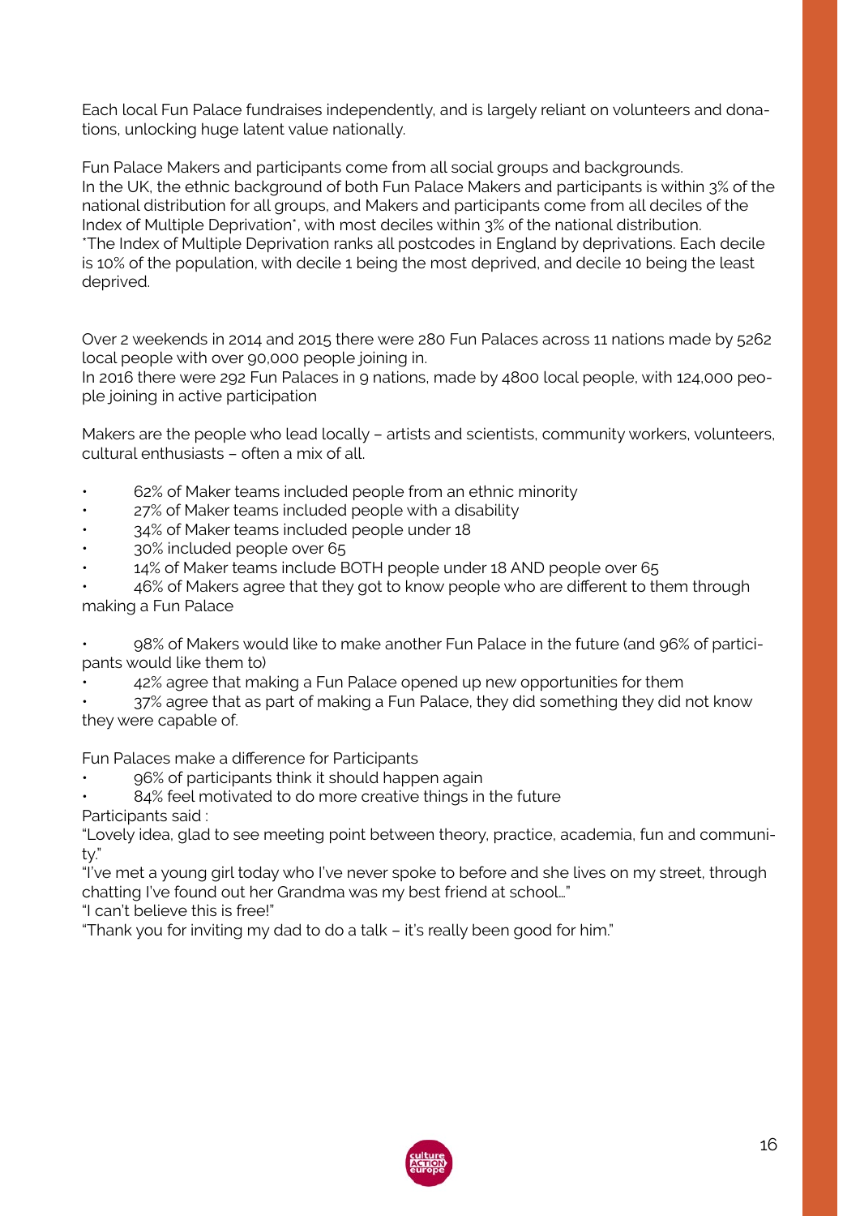Each local Fun Palace fundraises independently, and is largely reliant on volunteers and donations, unlocking huge latent value nationally.

Fun Palace Makers and participants come from all social groups and backgrounds.
In the UK, the ethnic background of both Fun Palace Makers and participants is within 3% of the national distribution for all groups, and Makers and participants come from all deciles of the Index of Multiple Deprivation*, with most deciles within 3% of the national distribution.
*The Index of Multiple Deprivation ranks all postcodes in England by deprivations. Each decile is 10% of the population, with decile 1 being the most deprived, and decile 10 being the least deprived.

Over 2 weekends in 2014 and 2015 there were 280 Fun Palaces across 11 nations made by 5262 local people with over 90,000 people joining in.
In 2016 there were 292 Fun Palaces in 9 nations, made by 4800 local people, with 124,000 people joining in active participation

Makers are the people who lead locally – artists and scientists, community workers, volunteers, cultural enthusiasts – often a mix of all.

- 62% of Maker teams included people from an ethnic minority
- 27% of Maker teams included people with a disability
- 34% of Maker teams included people under 18
- 30% included people over 65
- 14% of Maker teams include BOTH people under 18 AND people over 65
- 46% of Makers agree that they got to know people who are different to them through making a Fun Palace

- 98% of Makers would like to make another Fun Palace in the future (and 96% of participants would like them to)
- 42% agree that making a Fun Palace opened up new opportunities for them
- 37% agree that as part of making a Fun Palace, they did something they did not know they were capable of.

Fun Palaces make a difference for Participants

- 96% of participants think it should happen again
- 84% feel motivated to do more creative things in the future

Participants said :
"Lovely idea, glad to see meeting point between theory, practice, academia, fun and community."
"I've met a young girl today who I've never spoke to before and she lives on my street, through chatting I've found out her Grandma was my best friend at school..."
"I can't believe this is free!"
"Thank you for inviting my dad to do a talk – it's really been good for him."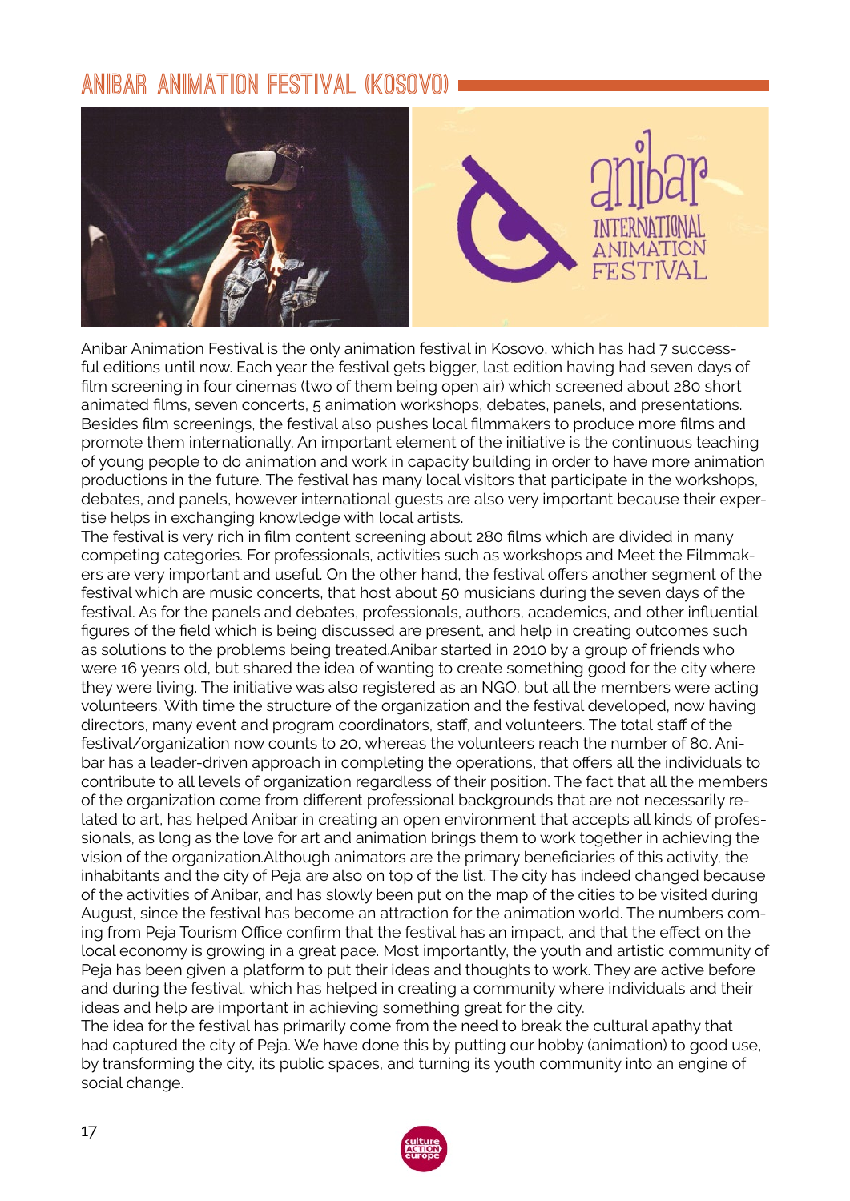## ANIBAR ANIMATION FESTIVAL (KOSOVO)

Anibar Animation Festival is the only animation festival in Kosovo, which has had 7 successful editions until now. Each year the festival gets bigger, last edition having had seven days of film screening in four cinemas (two of them being open air) which screened about 280 short animated films, seven concerts, 5 animation workshops, debates, panels, and presentations. Besides film screenings, the festival also pushes local filmmakers to produce more films and promote them internationally. An important element of the initiative is the continuous teaching of young people to do animation and work in capacity building in order to have more animation productions in the future. The festival has many local visitors that participate in the workshops, debates, and panels, however international guests are also very important because their expertise helps in exchanging knowledge with local artists.

The festival is very rich in film content screening about 280 films which are divided in many competing categories. For professionals, activities such as workshops and Meet the Filmmakers are very important and useful. On the other hand, the festival offers another segment of the festival which are music concerts, that host about 50 musicians during the seven days of the festival. As for the panels and debates, professionals, authors, academics, and other influential figures of the field which is being discussed are present, and help in creating outcomes such as solutions to the problems being treated.Anibar started in 2010 by a group of friends who were 16 years old, but shared the idea of wanting to create something good for the city where they were living. The initiative was also registered as an NGO, but all the members were acting volunteers. With time the structure of the organization and the festival developed, now having directors, many event and program coordinators, staff, and volunteers. The total staff of the festival/organization now counts to 20, whereas the volunteers reach the number of 80. Anibar has a leader-driven approach in completing the operations, that offers all the individuals to contribute to all levels of organization regardless of their position. The fact that all the members of the organization come from different professional backgrounds that are not necessarily related to art, has helped Anibar in creating an open environment that accepts all kinds of professionals, as long as the love for art and animation brings them to work together in achieving the vision of the organization.Although animators are the primary beneficiaries of this activity, the inhabitants and the city of Peja are also on top of the list. The city has indeed changed because of the activities of Anibar, and has slowly been put on the map of the cities to be visited during August, since the festival has become an attraction for the animation world. The numbers coming from Peja Tourism Office confirm that the festival has an impact, and that the effect on the local economy is growing in a great pace. Most importantly, the youth and artistic community of Peja has been given a platform to put their ideas and thoughts to work. They are active before and during the festival, which has helped in creating a community where individuals and their ideas and help are important in achieving something great for the city.

The idea for the festival has primarily come from the need to break the cultural apathy that had captured the city of Peja. We have done this by putting our hobby (animation) to good use, by transforming the city, its public spaces, and turning its youth community into an engine of social change.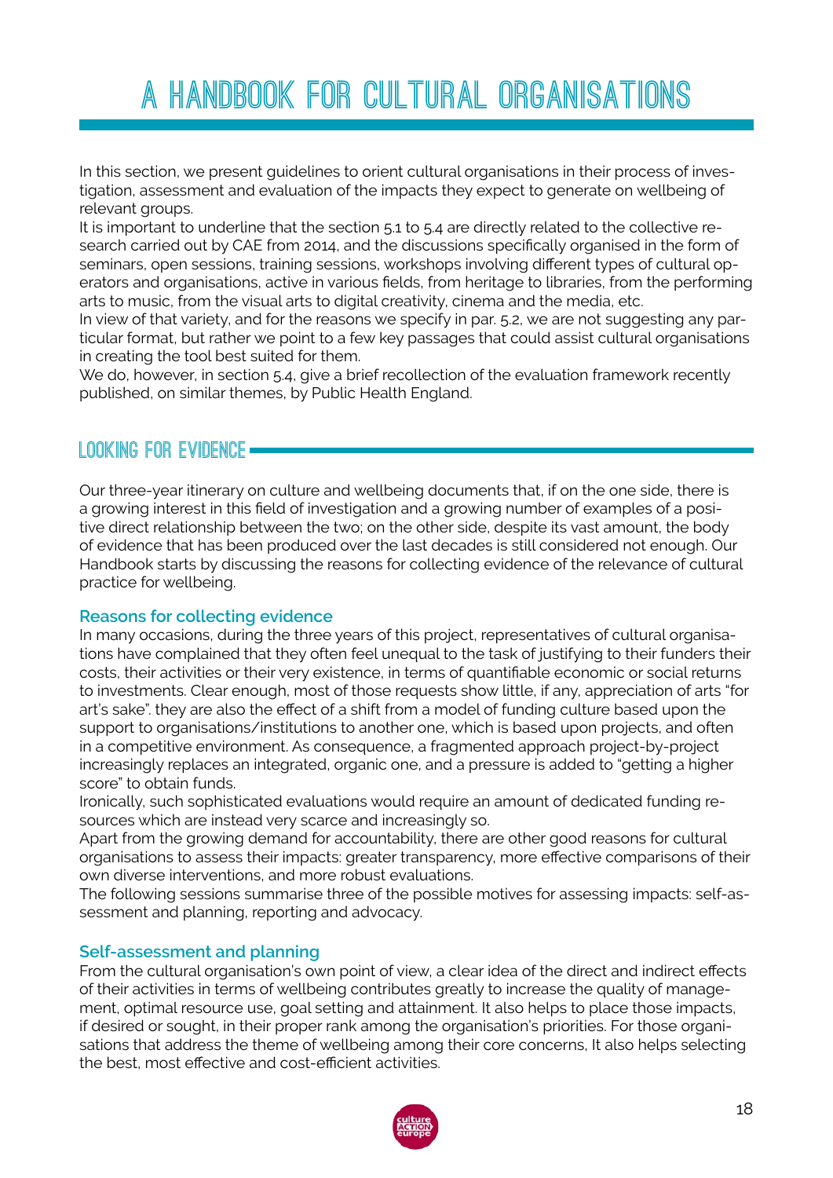# A HANDBOOK FOR CULTURAL ORGANISATIONS

In this section, we present guidelines to orient cultural organisations in their process of investigation, assessment and evaluation of the impacts they expect to generate on wellbeing of relevant groups.
It is important to underline that the section 5.1 to 5.4 are directly related to the collective research carried out by CAE from 2014, and the discussions specifically organised in the form of seminars, open sessions, training sessions, workshops involving different types of cultural operators and organisations, active in various fields, from heritage to libraries, from the performing arts to music, from the visual arts to digital creativity, cinema and the media, etc.
In view of that variety, and for the reasons we specify in par. 5.2, we are not suggesting any particular format, but rather we point to a few key passages that could assist cultural organisations in creating the tool best suited for them.
We do, however, in section 5.4, give a brief recollection of the evaluation framework recently published, on similar themes, by Public Health England.

## LOOKING FOR EVIDENCE

Our three-year itinerary on culture and wellbeing documents that, if on the one side, there is a growing interest in this field of investigation and a growing number of examples of a positive direct relationship between the two; on the other side, despite its vast amount, the body of evidence that has been produced over the last decades is still considered not enough. Our Handbook starts by discussing the reasons for collecting evidence of the relevance of cultural practice for wellbeing.

### Reasons for collecting evidence

In many occasions, during the three years of this project, representatives of cultural organisations have complained that they often feel unequal to the task of justifying to their funders their costs, their activities or their very existence, in terms of quantifiable economic or social returns to investments. Clear enough, most of those requests show little, if any, appreciation of arts "for art's sake". they are also the effect of a shift from a model of funding culture based upon the support to organisations/institutions to another one, which is based upon projects, and often in a competitive environment. As consequence, a fragmented approach project-by-project increasingly replaces an integrated, organic one, and a pressure is added to "getting a higher score" to obtain funds.
Ironically, such sophisticated evaluations would require an amount of dedicated funding resources which are instead very scarce and increasingly so.
Apart from the growing demand for accountability, there are other good reasons for cultural organisations to assess their impacts: greater transparency, more effective comparisons of their own diverse interventions, and more robust evaluations.
The following sessions summarise three of the possible motives for assessing impacts: self-assessment and planning, reporting and advocacy.

### Self-assessment and planning

From the cultural organisation's own point of view, a clear idea of the direct and indirect effects of their activities in terms of wellbeing contributes greatly to increase the quality of management, optimal resource use, goal setting and attainment. It also helps to place those impacts, if desired or sought, in their proper rank among the organisation's priorities. For those organisations that address the theme of wellbeing among their core concerns, It also helps selecting the best, most effective and cost-efficient activities.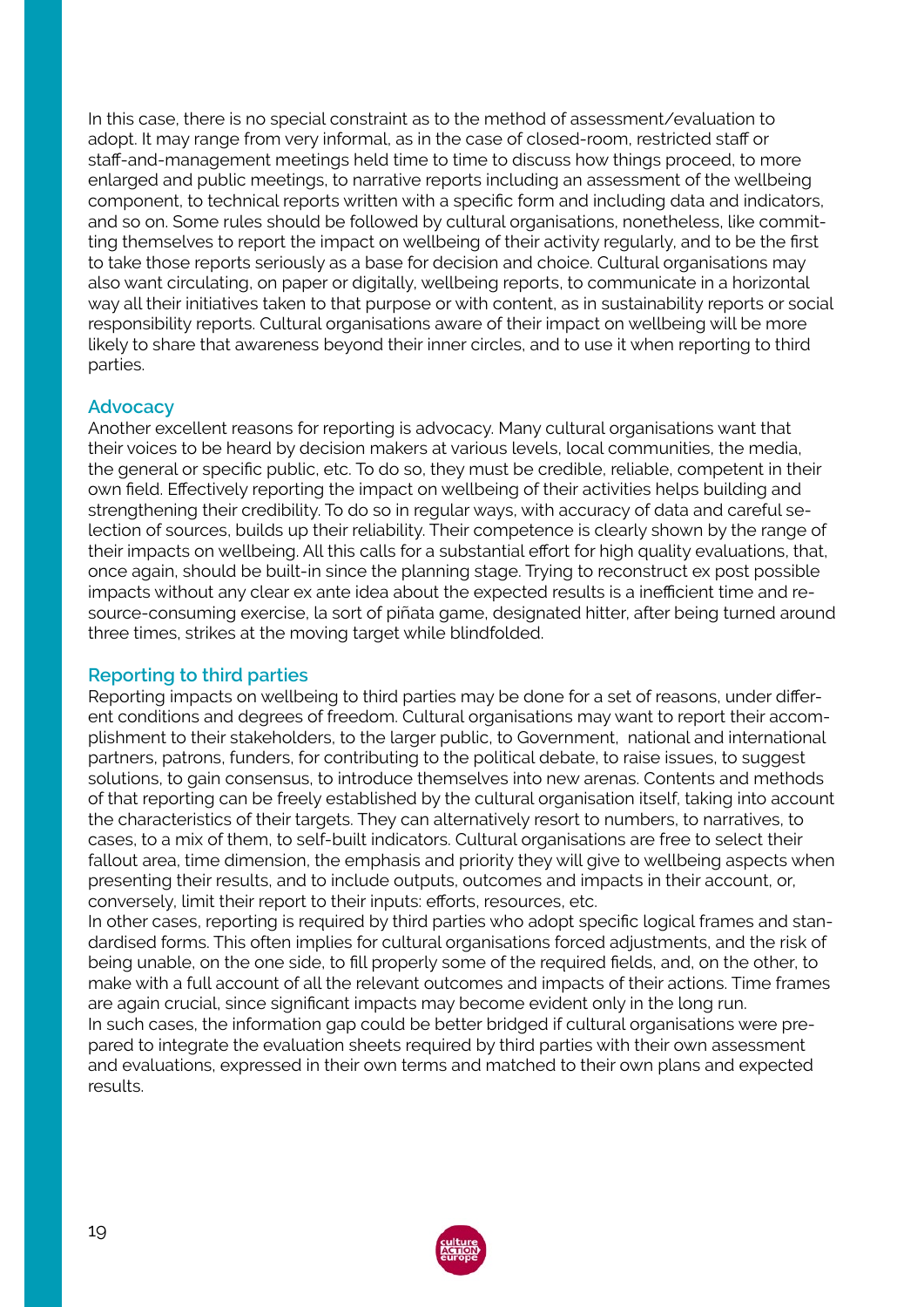In this case, there is no special constraint as to the method of assessment/evaluation to adopt. It may range from very informal, as in the case of closed-room, restricted staff or staff-and-management meetings held time to time to discuss how things proceed, to more enlarged and public meetings, to narrative reports including an assessment of the wellbeing component, to technical reports written with a specific form and including data and indicators, and so on. Some rules should be followed by cultural organisations, nonetheless, like committing themselves to report the impact on wellbeing of their activity regularly, and to be the first to take those reports seriously as a base for decision and choice. Cultural organisations may also want circulating, on paper or digitally, wellbeing reports, to communicate in a horizontal way all their initiatives taken to that purpose or with content, as in sustainability reports or social responsibility reports. Cultural organisations aware of their impact on wellbeing will be more likely to share that awareness beyond their inner circles, and to use it when reporting to third parties.

### Advocacy

Another excellent reasons for reporting is advocacy. Many cultural organisations want that their voices to be heard by decision makers at various levels, local communities, the media, the general or specific public, etc. To do so, they must be credible, reliable, competent in their own field. Effectively reporting the impact on wellbeing of their activities helps building and strengthening their credibility. To do so in regular ways, with accuracy of data and careful selection of sources, builds up their reliability. Their competence is clearly shown by the range of their impacts on wellbeing. All this calls for a substantial effort for high quality evaluations, that, once again, should be built-in since the planning stage. Trying to reconstruct ex post possible impacts without any clear ex ante idea about the expected results is a inefficient time and resource-consuming exercise, la sort of piñata game, designated hitter, after being turned around three times, strikes at the moving target while blindfolded.

### Reporting to third parties

Reporting impacts on wellbeing to third parties may be done for a set of reasons, under different conditions and degrees of freedom. Cultural organisations may want to report their accomplishment to their stakeholders, to the larger public, to Government, national and international partners, patrons, funders, for contributing to the political debate, to raise issues, to suggest solutions, to gain consensus, to introduce themselves into new arenas. Contents and methods of that reporting can be freely established by the cultural organisation itself, taking into account the characteristics of their targets. They can alternatively resort to numbers, to narratives, to cases, to a mix of them, to self-built indicators. Cultural organisations are free to select their fallout area, time dimension, the emphasis and priority they will give to wellbeing aspects when presenting their results, and to include outputs, outcomes and impacts in their account, or, conversely, limit their report to their inputs: efforts, resources, etc.

In other cases, reporting is required by third parties who adopt specific logical frames and standardised forms. This often implies for cultural organisations forced adjustments, and the risk of being unable, on the one side, to fill properly some of the required fields, and, on the other, to make with a full account of all the relevant outcomes and impacts of their actions. Time frames are again crucial, since significant impacts may become evident only in the long run.

In such cases, the information gap could be better bridged if cultural organisations were prepared to integrate the evaluation sheets required by third parties with their own assessment and evaluations, expressed in their own terms and matched to their own plans and expected results.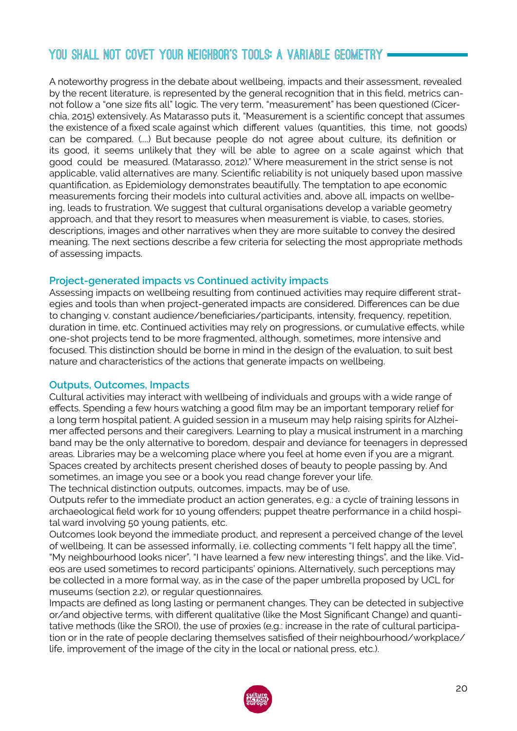## YOU SHALL NOT COVET YOUR NEIGHBOR'S TOOLS: A VARIABLE GEOMETRY

A noteworthy progress in the debate about wellbeing, impacts and their assessment, revealed by the recent literature, is represented by the general recognition that in this field, metrics cannot follow a "one size fits all" logic. The very term, "measurement" has been questioned (Cicerchia, 2015) extensively. As Matarasso puts it, "Measurement is a scientific concept that assumes the existence of a fixed scale against which different values (quantities, this time, not goods) can be compared. (....) But because people do not agree about culture, its definition or its good, it seems unlikely that they will be able to agree on a scale against which that good could be measured. (Matarasso, 2012)." Where measurement in the strict sense is not applicable, valid alternatives are many. Scientific reliability is not uniquely based upon massive quantification, as Epidemiology demonstrates beautifully. The temptation to ape economic measurements forcing their models into cultural activities and, above all, impacts on wellbeing, leads to frustration. We suggest that cultural organisations develop a variable geometry approach, and that they resort to measures when measurement is viable, to cases, stories, descriptions, images and other narratives when they are more suitable to convey the desired meaning. The next sections describe a few criteria for selecting the most appropriate methods of assessing impacts.

### Project-generated impacts vs Continued activity impacts

Assessing impacts on wellbeing resulting from continued activities may require different strategies and tools than when project-generated impacts are considered. Differences can be due to changing v. constant audience/beneficiaries/participants, intensity, frequency, repetition, duration in time, etc. Continued activities may rely on progressions, or cumulative effects, while one-shot projects tend to be more fragmented, although, sometimes, more intensive and focused. This distinction should be borne in mind in the design of the evaluation, to suit best nature and characteristics of the actions that generate impacts on wellbeing.

### Outputs, Outcomes, Impacts

Cultural activities may interact with wellbeing of individuals and groups with a wide range of effects. Spending a few hours watching a good film may be an important temporary relief for a long term hospital patient. A guided session in a museum may help raising spirits for Alzheimer affected persons and their caregivers. Learning to play a musical instrument in a marching band may be the only alternative to boredom, despair and deviance for teenagers in depressed areas. Libraries may be a welcoming place where you feel at home even if you are a migrant. Spaces created by architects present cherished doses of beauty to people passing by. And sometimes, an image you see or a book you read change forever your life.

The technical distinction outputs, outcomes, impacts, may be of use.

Outputs refer to the immediate product an action generates, e.g.: a cycle of training lessons in archaeological field work for 10 young offenders; puppet theatre performance in a child hospital ward involving 50 young patients, etc.

Outcomes look beyond the immediate product, and represent a perceived change of the level of wellbeing. It can be assessed informally, i.e. collecting comments "I felt happy all the time", "My neighbourhood looks nicer", "I have learned a few new interesting things", and the like. Videos are used sometimes to record participants' opinions. Alternatively, such perceptions may be collected in a more formal way, as in the case of the paper umbrella proposed by UCL for museums (section 2.2), or regular questionnaires.

Impacts are defined as long lasting or permanent changes. They can be detected in subjective or/and objective terms, with different qualitative (like the Most Significant Change) and quantitative methods (like the SROI), the use of proxies (e.g.: increase in the rate of cultural participation or in the rate of people declaring themselves satisfied of their neighbourhood/workplace/life, improvement of the image of the city in the local or national press, etc.).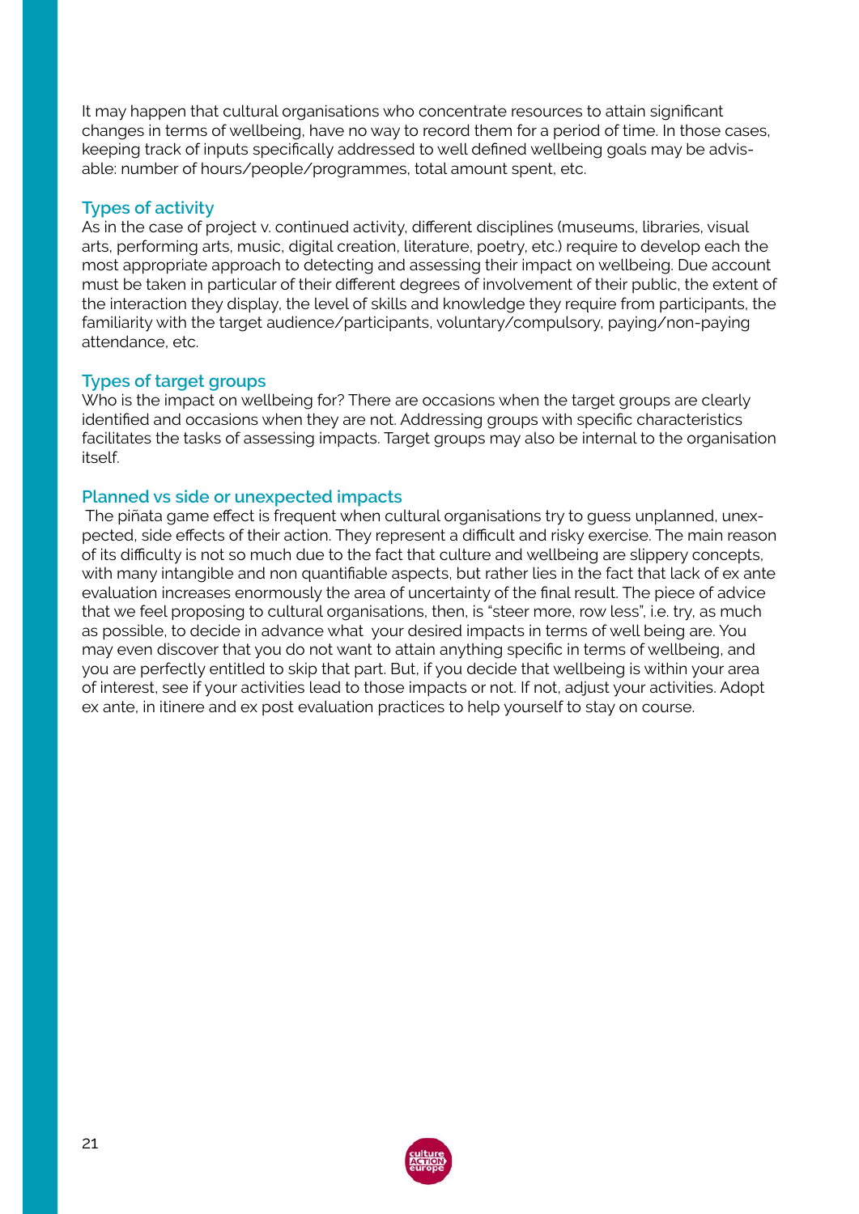It may happen that cultural organisations who concentrate resources to attain significant changes in terms of wellbeing, have no way to record them for a period of time. In those cases, keeping track of inputs specifically addressed to well defined wellbeing goals may be advisable: number of hours/people/programmes, total amount spent, etc.

### Types of activity

As in the case of project v. continued activity, different disciplines (museums, libraries, visual arts, performing arts, music, digital creation, literature, poetry, etc.) require to develop each the most appropriate approach to detecting and assessing their impact on wellbeing. Due account must be taken in particular of their different degrees of involvement of their public, the extent of the interaction they display, the level of skills and knowledge they require from participants, the familiarity with the target audience/participants, voluntary/compulsory, paying/non-paying attendance, etc.

### Types of target groups

Who is the impact on wellbeing for? There are occasions when the target groups are clearly identified and occasions when they are not. Addressing groups with specific characteristics facilitates the tasks of assessing impacts. Target groups may also be internal to the organisation itself.

### Planned vs side or unexpected impacts

The piñata game effect is frequent when cultural organisations try to guess unplanned, unexpected, side effects of their action. They represent a difficult and risky exercise. The main reason of its difficulty is not so much due to the fact that culture and wellbeing are slippery concepts, with many intangible and non quantifiable aspects, but rather lies in the fact that lack of ex ante evaluation increases enormously the area of uncertainty of the final result. The piece of advice that we feel proposing to cultural organisations, then, is "steer more, row less", i.e. try, as much as possible, to decide in advance what your desired impacts in terms of well being are. You may even discover that you do not want to attain anything specific in terms of wellbeing, and you are perfectly entitled to skip that part. But, if you decide that wellbeing is within your area of interest, see if your activities lead to those impacts or not. If not, adjust your activities. Adopt ex ante, in itinere and ex post evaluation practices to help yourself to stay on course.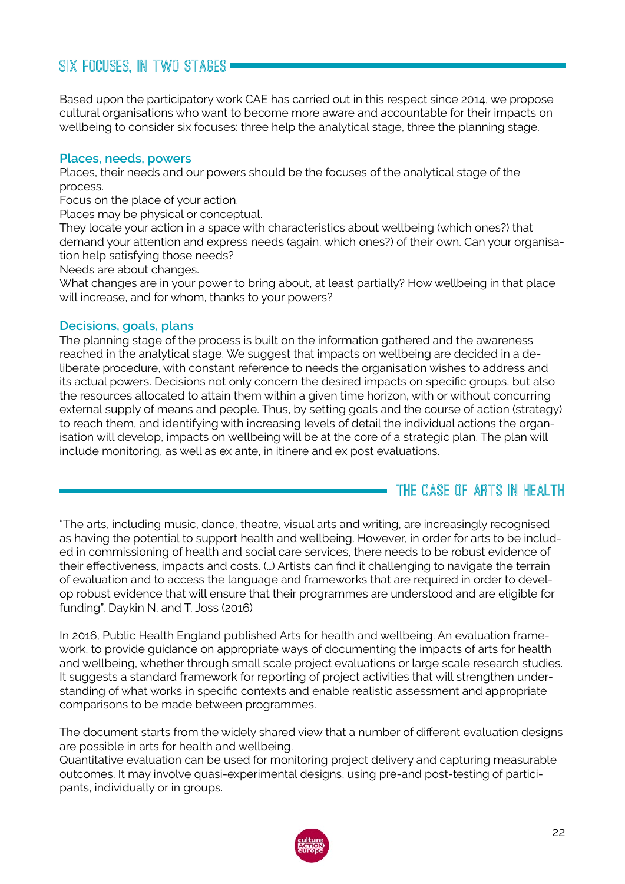## SIX FOCUSES, IN TWO STAGES

Based upon the participatory work CAE has carried out in this respect since 2014, we propose cultural organisations who want to become more aware and accountable for their impacts on wellbeing to consider six focuses: three help the analytical stage, three the planning stage.

### Places, needs, powers

Places, their needs and our powers should be the focuses of the analytical stage of the process.
Focus on the place of your action.
Places may be physical or conceptual.
They locate your action in a space with characteristics about wellbeing (which ones?) that demand your attention and express needs (again, which ones?) of their own. Can your organisation help satisfying those needs?
Needs are about changes.
What changes are in your power to bring about, at least partially? How wellbeing in that place will increase, and for whom, thanks to your powers?

### Decisions, goals, plans

The planning stage of the process is built on the information gathered and the awareness reached in the analytical stage. We suggest that impacts on wellbeing are decided in a deliberate procedure, with constant reference to needs the organisation wishes to address and its actual powers. Decisions not only concern the desired impacts on specific groups, but also the resources allocated to attain them within a given time horizon, with or without concurring external supply of means and people. Thus, by setting goals and the course of action (strategy) to reach them, and identifying with increasing levels of detail the individual actions the organisation will develop, impacts on wellbeing will be at the core of a strategic plan. The plan will include monitoring, as well as ex ante, in itinere and ex post evaluations.

## THE CASE OF ARTS IN HEALTH

"The arts, including music, dance, theatre, visual arts and writing, are increasingly recognised as having the potential to support health and wellbeing. However, in order for arts to be included in commissioning of health and social care services, there needs to be robust evidence of their effectiveness, impacts and costs. (…) Artists can find it challenging to navigate the terrain of evaluation and to access the language and frameworks that are required in order to develop robust evidence that will ensure that their programmes are understood and are eligible for funding". Daykin N. and T. Joss (2016)

In 2016, Public Health England published Arts for health and wellbeing. An evaluation framework, to provide guidance on appropriate ways of documenting the impacts of arts for health and wellbeing, whether through small scale project evaluations or large scale research studies. It suggests a standard framework for reporting of project activities that will strengthen understanding of what works in specific contexts and enable realistic assessment and appropriate comparisons to be made between programmes.

The document starts from the widely shared view that a number of different evaluation designs are possible in arts for health and wellbeing.
Quantitative evaluation can be used for monitoring project delivery and capturing measurable outcomes. It may involve quasi-experimental designs, using pre-and post-testing of participants, individually or in groups.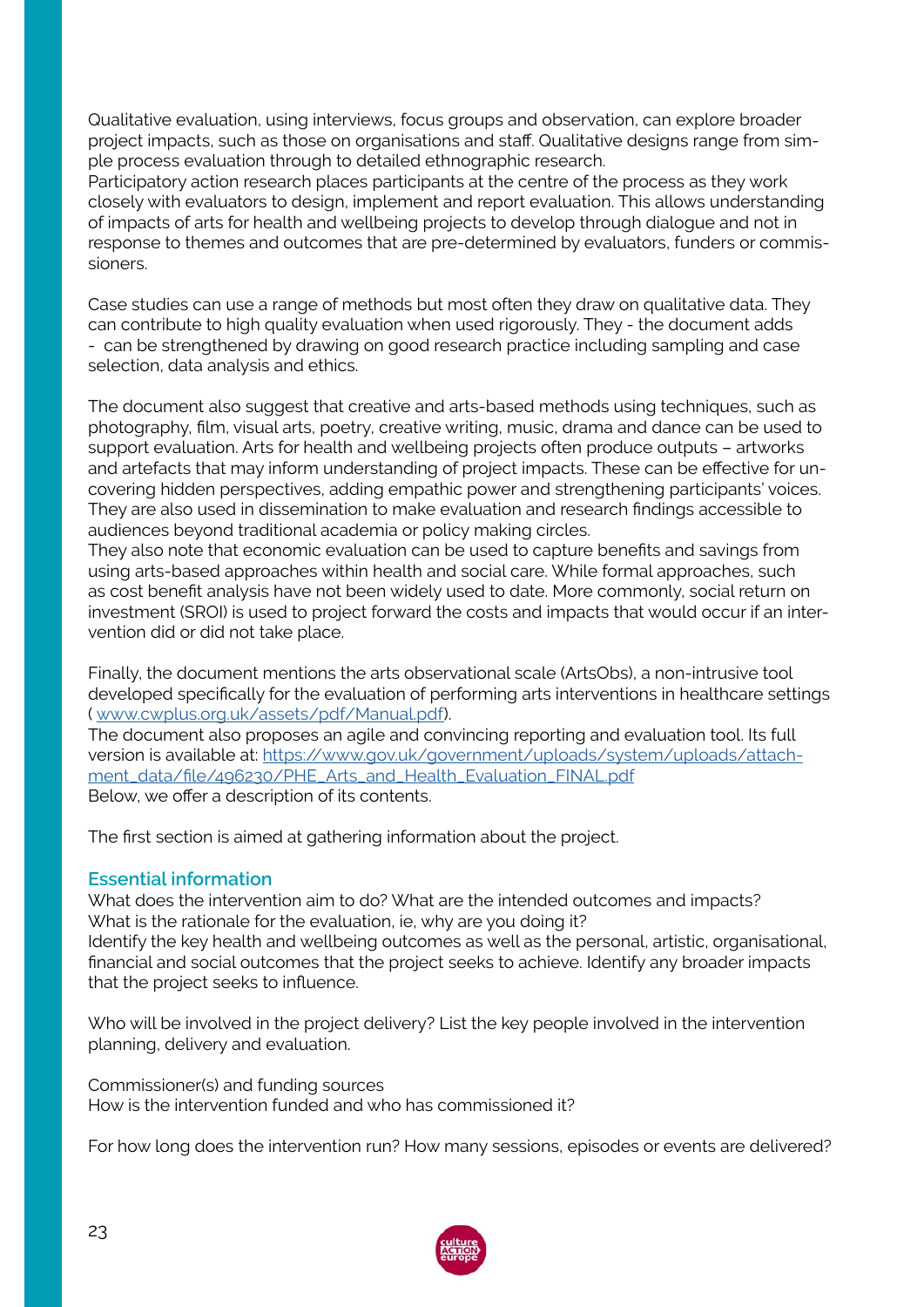Qualitative evaluation, using interviews, focus groups and observation, can explore broader project impacts, such as those on organisations and staff. Qualitative designs range from simple process evaluation through to detailed ethnographic research.
Participatory action research places participants at the centre of the process as they work closely with evaluators to design, implement and report evaluation. This allows understanding of impacts of arts for health and wellbeing projects to develop through dialogue and not in response to themes and outcomes that are pre-determined by evaluators, funders or commissioners.

Case studies can use a range of methods but most often they draw on qualitative data. They can contribute to high quality evaluation when used rigorously. They - the document adds - can be strengthened by drawing on good research practice including sampling and case selection, data analysis and ethics.

The document also suggest that creative and arts-based methods using techniques, such as photography, film, visual arts, poetry, creative writing, music, drama and dance can be used to support evaluation. Arts for health and wellbeing projects often produce outputs – artworks and artefacts that may inform understanding of project impacts. These can be effective for uncovering hidden perspectives, adding empathic power and strengthening participants' voices. They are also used in dissemination to make evaluation and research findings accessible to audiences beyond traditional academia or policy making circles.
They also note that economic evaluation can be used to capture benefits and savings from using arts-based approaches within health and social care. While formal approaches, such as cost benefit analysis have not been widely used to date. More commonly, social return on investment (SROI) is used to project forward the costs and impacts that would occur if an intervention did or did not take place.

Finally, the document mentions the arts observational scale (ArtsObs), a non-intrusive tool developed specifically for the evaluation of performing arts interventions in healthcare settings ( www.cwplus.org.uk/assets/pdf/Manual.pdf).
The document also proposes an agile and convincing reporting and evaluation tool. Its full version is available at: https://www.gov.uk/government/uploads/system/uploads/attachment_data/file/496230/PHE_Arts_and_Health_Evaluation_FINAL.pdf
Below, we offer a description of its contents.

The first section is aimed at gathering information about the project.

### Essential information

What does the intervention aim to do? What are the intended outcomes and impacts?
What is the rationale for the evaluation, ie, why are you doing it?
Identify the key health and wellbeing outcomes as well as the personal, artistic, organisational, financial and social outcomes that the project seeks to achieve. Identify any broader impacts that the project seeks to influence.

Who will be involved in the project delivery? List the key people involved in the intervention planning, delivery and evaluation.

Commissioner(s) and funding sources
How is the intervention funded and who has commissioned it?

For how long does the intervention run? How many sessions, episodes or events are delivered?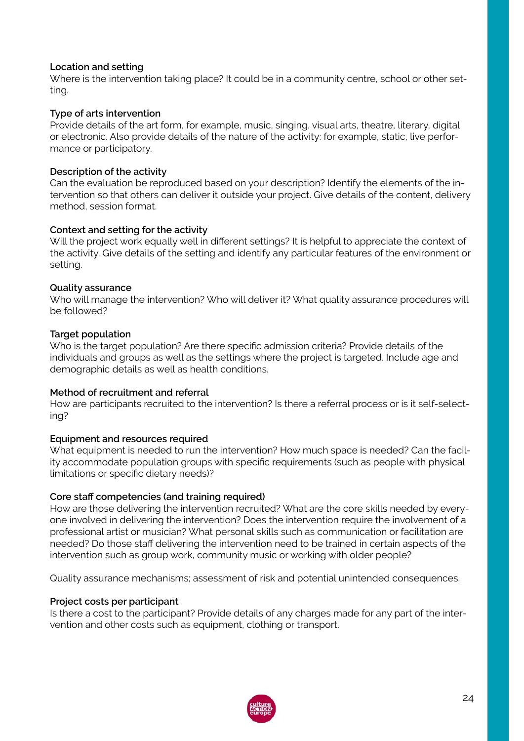**Location and setting**
Where is the intervention taking place? It could be in a community centre, school or other setting.

**Type of arts intervention**
Provide details of the art form, for example, music, singing, visual arts, theatre, literary, digital or electronic. Also provide details of the nature of the activity: for example, static, live performance or participatory.

**Description of the activity**
Can the evaluation be reproduced based on your description? Identify the elements of the intervention so that others can deliver it outside your project. Give details of the content, delivery method, session format.

**Context and setting for the activity**
Will the project work equally well in different settings? It is helpful to appreciate the context of the activity. Give details of the setting and identify any particular features of the environment or setting.

**Quality assurance**
Who will manage the intervention? Who will deliver it? What quality assurance procedures will be followed?

**Target population**
Who is the target population? Are there specific admission criteria? Provide details of the individuals and groups as well as the settings where the project is targeted. Include age and demographic details as well as health conditions.

**Method of recruitment and referral**
How are participants recruited to the intervention? Is there a referral process or is it self-selecting?

**Equipment and resources required**
What equipment is needed to run the intervention? How much space is needed? Can the facility accommodate population groups with specific requirements (such as people with physical limitations or specific dietary needs)?

**Core staff competencies (and training required)**
How are those delivering the intervention recruited? What are the core skills needed by everyone involved in delivering the intervention? Does the intervention require the involvement of a professional artist or musician? What personal skills such as communication or facilitation are needed? Do those staff delivering the intervention need to be trained in certain aspects of the intervention such as group work, community music or working with older people?

Quality assurance mechanisms; assessment of risk and potential unintended consequences.

**Project costs per participant**
Is there a cost to the participant? Provide details of any charges made for any part of the intervention and other costs such as equipment, clothing or transport.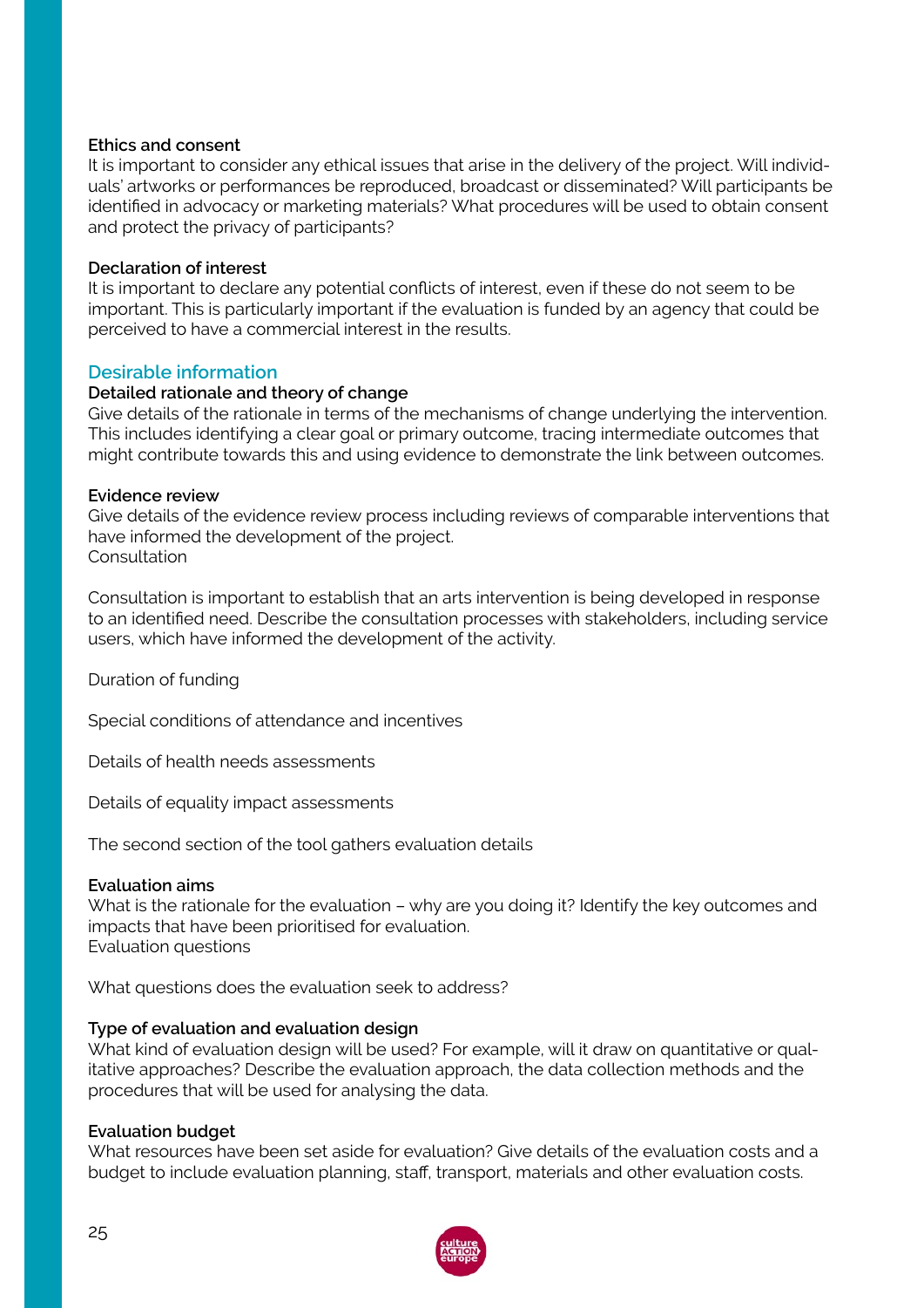**Ethics and consent**
It is important to consider any ethical issues that arise in the delivery of the project. Will individuals' artworks or performances be reproduced, broadcast or disseminated? Will participants be identified in advocacy or marketing materials? What procedures will be used to obtain consent and protect the privacy of participants?

**Declaration of interest**
It is important to declare any potential conflicts of interest, even if these do not seem to be important. This is particularly important if the evaluation is funded by an agency that could be perceived to have a commercial interest in the results.

## Desirable information

**Detailed rationale and theory of change**
Give details of the rationale in terms of the mechanisms of change underlying the intervention. This includes identifying a clear goal or primary outcome, tracing intermediate outcomes that might contribute towards this and using evidence to demonstrate the link between outcomes.

**Evidence review**
Give details of the evidence review process including reviews of comparable interventions that have informed the development of the project.
Consultation

Consultation is important to establish that an arts intervention is being developed in response to an identified need. Describe the consultation processes with stakeholders, including service users, which have informed the development of the activity.

Duration of funding

Special conditions of attendance and incentives

Details of health needs assessments

Details of equality impact assessments

The second section of the tool gathers evaluation details

**Evaluation aims**
What is the rationale for the evaluation – why are you doing it? Identify the key outcomes and impacts that have been prioritised for evaluation.
Evaluation questions

What questions does the evaluation seek to address?

**Type of evaluation and evaluation design**
What kind of evaluation design will be used? For example, will it draw on quantitative or qualitative approaches? Describe the evaluation approach, the data collection methods and the procedures that will be used for analysing the data.

**Evaluation budget**
What resources have been set aside for evaluation? Give details of the evaluation costs and a budget to include evaluation planning, staff, transport, materials and other evaluation costs.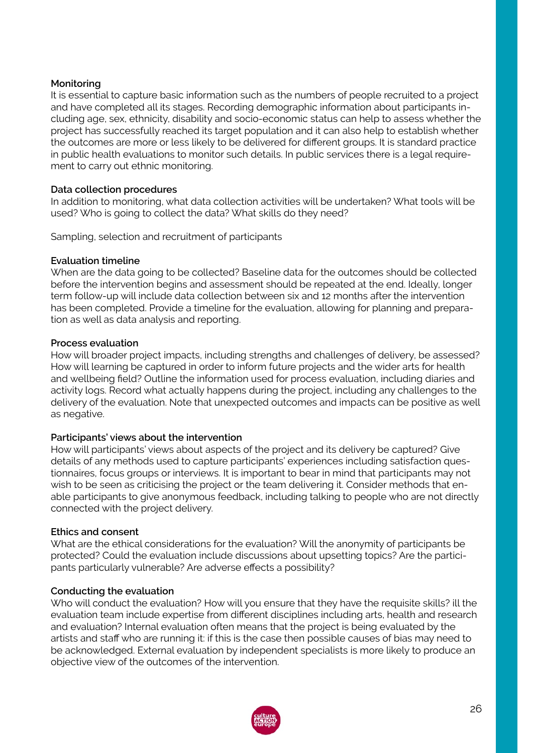**Monitoring**

It is essential to capture basic information such as the numbers of people recruited to a project and have completed all its stages. Recording demographic information about participants including age, sex, ethnicity, disability and socio-economic status can help to assess whether the project has successfully reached its target population and it can also help to establish whether the outcomes are more or less likely to be delivered for different groups. It is standard practice in public health evaluations to monitor such details. In public services there is a legal requirement to carry out ethnic monitoring.

**Data collection procedures**

In addition to monitoring, what data collection activities will be undertaken? What tools will be used? Who is going to collect the data? What skills do they need?

Sampling, selection and recruitment of participants

**Evaluation timeline**

When are the data going to be collected? Baseline data for the outcomes should be collected before the intervention begins and assessment should be repeated at the end. Ideally, longer term follow-up will include data collection between six and 12 months after the intervention has been completed. Provide a timeline for the evaluation, allowing for planning and preparation as well as data analysis and reporting.

**Process evaluation**

How will broader project impacts, including strengths and challenges of delivery, be assessed? How will learning be captured in order to inform future projects and the wider arts for health and wellbeing field? Outline the information used for process evaluation, including diaries and activity logs. Record what actually happens during the project, including any challenges to the delivery of the evaluation. Note that unexpected outcomes and impacts can be positive as well as negative.

**Participants' views about the intervention**

How will participants' views about aspects of the project and its delivery be captured? Give details of any methods used to capture participants' experiences including satisfaction questionnaires, focus groups or interviews. It is important to bear in mind that participants may not wish to be seen as criticising the project or the team delivering it. Consider methods that enable participants to give anonymous feedback, including talking to people who are not directly connected with the project delivery.

**Ethics and consent**

What are the ethical considerations for the evaluation? Will the anonymity of participants be protected? Could the evaluation include discussions about upsetting topics? Are the participants particularly vulnerable? Are adverse effects a possibility?

**Conducting the evaluation**

Who will conduct the evaluation? How will you ensure that they have the requisite skills? ill the evaluation team include expertise from different disciplines including arts, health and research and evaluation? Internal evaluation often means that the project is being evaluated by the artists and staff who are running it: if this is the case then possible causes of bias may need to be acknowledged. External evaluation by independent specialists is more likely to produce an objective view of the outcomes of the intervention.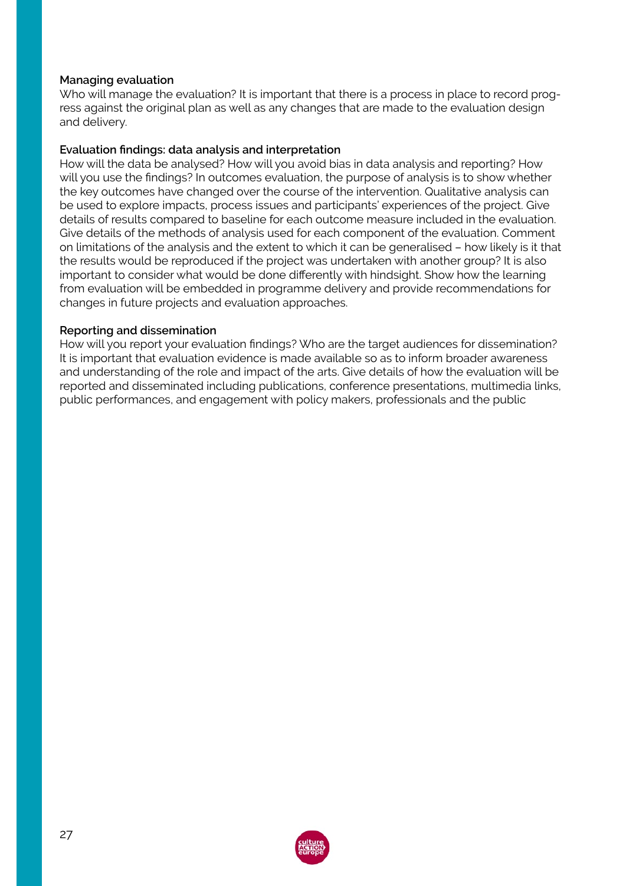**Managing evaluation**

Who will manage the evaluation? It is important that there is a process in place to record progress against the original plan as well as any changes that are made to the evaluation design and delivery.

**Evaluation findings: data analysis and interpretation**

How will the data be analysed? How will you avoid bias in data analysis and reporting? How will you use the findings? In outcomes evaluation, the purpose of analysis is to show whether the key outcomes have changed over the course of the intervention. Qualitative analysis can be used to explore impacts, process issues and participants' experiences of the project. Give details of results compared to baseline for each outcome measure included in the evaluation. Give details of the methods of analysis used for each component of the evaluation. Comment on limitations of the analysis and the extent to which it can be generalised – how likely is it that the results would be reproduced if the project was undertaken with another group? It is also important to consider what would be done differently with hindsight. Show how the learning from evaluation will be embedded in programme delivery and provide recommendations for changes in future projects and evaluation approaches.

**Reporting and dissemination**

How will you report your evaluation findings? Who are the target audiences for dissemination? It is important that evaluation evidence is made available so as to inform broader awareness and understanding of the role and impact of the arts. Give details of how the evaluation will be reported and disseminated including publications, conference presentations, multimedia links, public performances, and engagement with policy makers, professionals and the public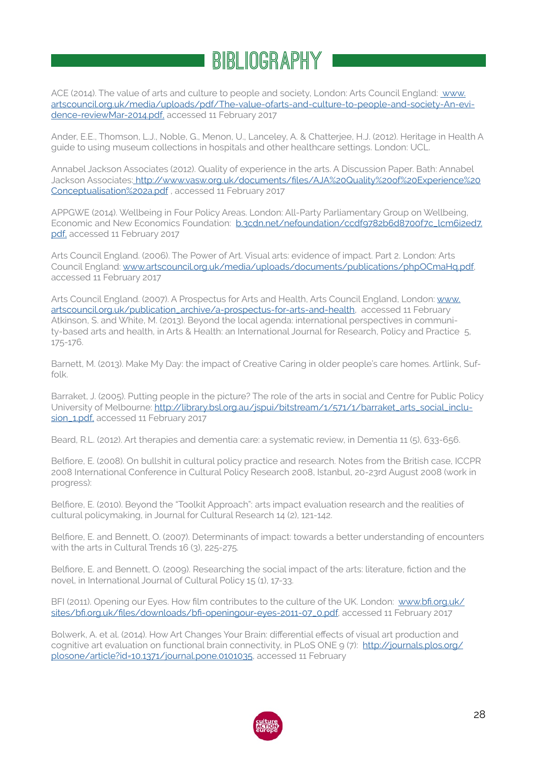# BIBLIOGRAPHY

ACE (2014). The value of arts and culture to people and society, London: Arts Council England: www.artscouncil.org.uk/media/uploads/pdf/The-value-ofarts-and-culture-to-people-and-society-An-evidence-reviewMar-2014.pdf, accessed 11 February 2017

Ander, E.E., Thomson, L.J., Noble, G., Menon, U., Lanceley, A. & Chatterjee, H.J. (2012). Heritage in Health A guide to using museum collections in hospitals and other healthcare settings. London: UCL.

Annabel Jackson Associates (2012). Quality of experience in the arts. A Discussion Paper. Bath: Annabel Jackson Associates: http://www.vasw.org.uk/documents/files/AJA%20Quality%20of%20Experience%20Conceptualisation%202a.pdf , accessed 11 February 2017

APPGWE (2014). Wellbeing in Four Policy Areas. London: All-Party Parliamentary Group on Wellbeing, Economic and New Economics Foundation: b.3cdn.net/nefoundation/ccdf9782b6d8700f7c_lcm6i2ed7.pdf, accessed 11 February 2017

Arts Council England. (2006). The Power of Art. Visual arts: evidence of impact. Part 2. London: Arts Council England: www.artscouncil.org.uk/media/uploads/documents/publications/phpOCmaHq.pdf, accessed 11 February 2017

Arts Council England. (2007). A Prospectus for Arts and Health, Arts Council England, London: www.artscouncil.org.uk/publication_archive/a-prospectus-for-arts-and-health, accessed 11 February
Atkinson, S. and White, M. (2013). Beyond the local agenda: international perspectives in community-based arts and health, in Arts & Health: an International Journal for Research, Policy and Practice 5, 175-176.

Barnett, M. (2013). Make My Day: the impact of Creative Caring in older people's care homes. Artlink, Suffolk.

Barraket, J. (2005). Putting people in the picture? The role of the arts in social and Centre for Public Policy University of Melbourne: http://library.bsl.org.au/jspui/bitstream/1/571/1/barraket_arts_social_inclusion_1.pdf, accessed 11 February 2017

Beard, R.L. (2012). Art therapies and dementia care: a systematic review, in Dementia 11 (5), 633-656.

Belfiore, E. (2008). On bullshit in cultural policy practice and research. Notes from the British case, ICCPR 2008 International Conference in Cultural Policy Research 2008, Istanbul, 20-23rd August 2008 (work in progress):

Belfiore, E. (2010). Beyond the "Toolkit Approach": arts impact evaluation research and the realities of cultural policymaking, in Journal for Cultural Research 14 (2), 121-142.

Belfiore, E. and Bennett, O. (2007). Determinants of impact: towards a better understanding of encounters with the arts in Cultural Trends 16 (3), 225-275.

Belfiore, E. and Bennett, O. (2009). Researching the social impact of the arts: literature, fiction and the novel, in International Journal of Cultural Policy 15 (1), 17-33.

BFI (2011). Opening our Eyes. How film contributes to the culture of the UK. London: www.bfi.org.uk/sites/bfi.org.uk/files/downloads/bfi-openingour-eyes-2011-07_0.pdf, accessed 11 February 2017

Bolwerk, A. et al. (2014). How Art Changes Your Brain: differential effects of visual art production and cognitive art evaluation on functional brain connectivity, in PLoS ONE 9 (7): http://journals.plos.org/plosone/article?id=10.1371/journal.pone.0101035, accessed 11 February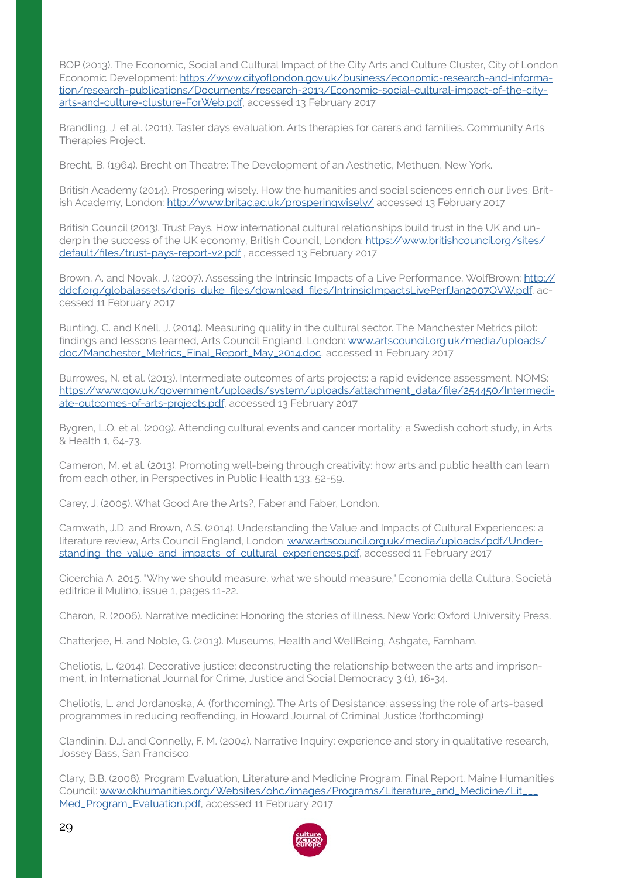BOP (2013). The Economic, Social and Cultural Impact of the City Arts and Culture Cluster, City of London Economic Development: https://www.cityoflondon.gov.uk/business/economic-research-and-information/research-publications/Documents/research-2013/Economic-social-cultural-impact-of-the-city-arts-and-culture-clusture-ForWeb.pdf, accessed 13 February 2017

Brandling, J. et al. (2011). Taster days evaluation. Arts therapies for carers and families. Community Arts Therapies Project.

Brecht, B. (1964). Brecht on Theatre: The Development of an Aesthetic, Methuen, New York.

British Academy (2014). Prospering wisely. How the humanities and social sciences enrich our lives. British Academy, London: http://www.britac.ac.uk/prosperingwisely/ accessed 13 February 2017

British Council (2013). Trust Pays. How international cultural relationships build trust in the UK and underpin the success of the UK economy, British Council, London: https://www.britishcouncil.org/sites/default/files/trust-pays-report-v2.pdf , accessed 13 February 2017

Brown, A. and Novak, J. (2007). Assessing the Intrinsic Impacts of a Live Performance, WolfBrown: http://ddcf.org/globalassets/doris_duke_files/download_files/IntrinsicImpactsLivePerfJan2007OVW.pdf, accessed 11 February 2017

Bunting, C. and Knell, J. (2014). Measuring quality in the cultural sector. The Manchester Metrics pilot: findings and lessons learned, Arts Council England, London: www.artscouncil.org.uk/media/uploads/doc/Manchester_Metrics_Final_Report_May_2014.doc, accessed 11 February 2017

Burrowes, N. et al. (2013). Intermediate outcomes of arts projects: a rapid evidence assessment. NOMS: https://www.gov.uk/government/uploads/system/uploads/attachment_data/file/254450/Intermediate-outcomes-of-arts-projects.pdf, accessed 13 February 2017

Bygren, L.O. et al. (2009). Attending cultural events and cancer mortality: a Swedish cohort study, in Arts & Health 1, 64-73.

Cameron, M. et al. (2013). Promoting well-being through creativity: how arts and public health can learn from each other, in Perspectives in Public Health 133, 52-59.

Carey, J. (2005). What Good Are the Arts?, Faber and Faber, London.

Carnwath, J.D. and Brown, A.S. (2014). Understanding the Value and Impacts of Cultural Experiences: a literature review, Arts Council England, London: www.artscouncil.org.uk/media/uploads/pdf/Understanding_the_value_and_impacts_of_cultural_experiences.pdf, accessed 11 February 2017

Cicerchia A. 2015. "Why we should measure, what we should measure," Economia della Cultura, Società editrice il Mulino, issue 1, pages 11-22.

Charon, R. (2006). Narrative medicine: Honoring the stories of illness. New York: Oxford University Press.

Chatterjee, H. and Noble, G. (2013). Museums, Health and WellBeing, Ashgate, Farnham.

Cheliotis, L. (2014). Decorative justice: deconstructing the relationship between the arts and imprisonment, in International Journal for Crime, Justice and Social Democracy 3 (1), 16-34.

Cheliotis, L. and Jordanoska, A. (forthcoming). The Arts of Desistance: assessing the role of arts-based programmes in reducing reoffending, in Howard Journal of Criminal Justice (forthcoming)

Clandinin, D.J. and Connelly, F. M. (2004). Narrative Inquiry: experience and story in qualitative research, Jossey Bass, San Francisco.

Clary, B.B. (2008). Program Evaluation, Literature and Medicine Program. Final Report. Maine Humanities Council: www.okhumanities.org/Websites/ohc/images/Programs/Literature_and_Medicine/Lit___Med_Program_Evaluation.pdf, accessed 11 February 2017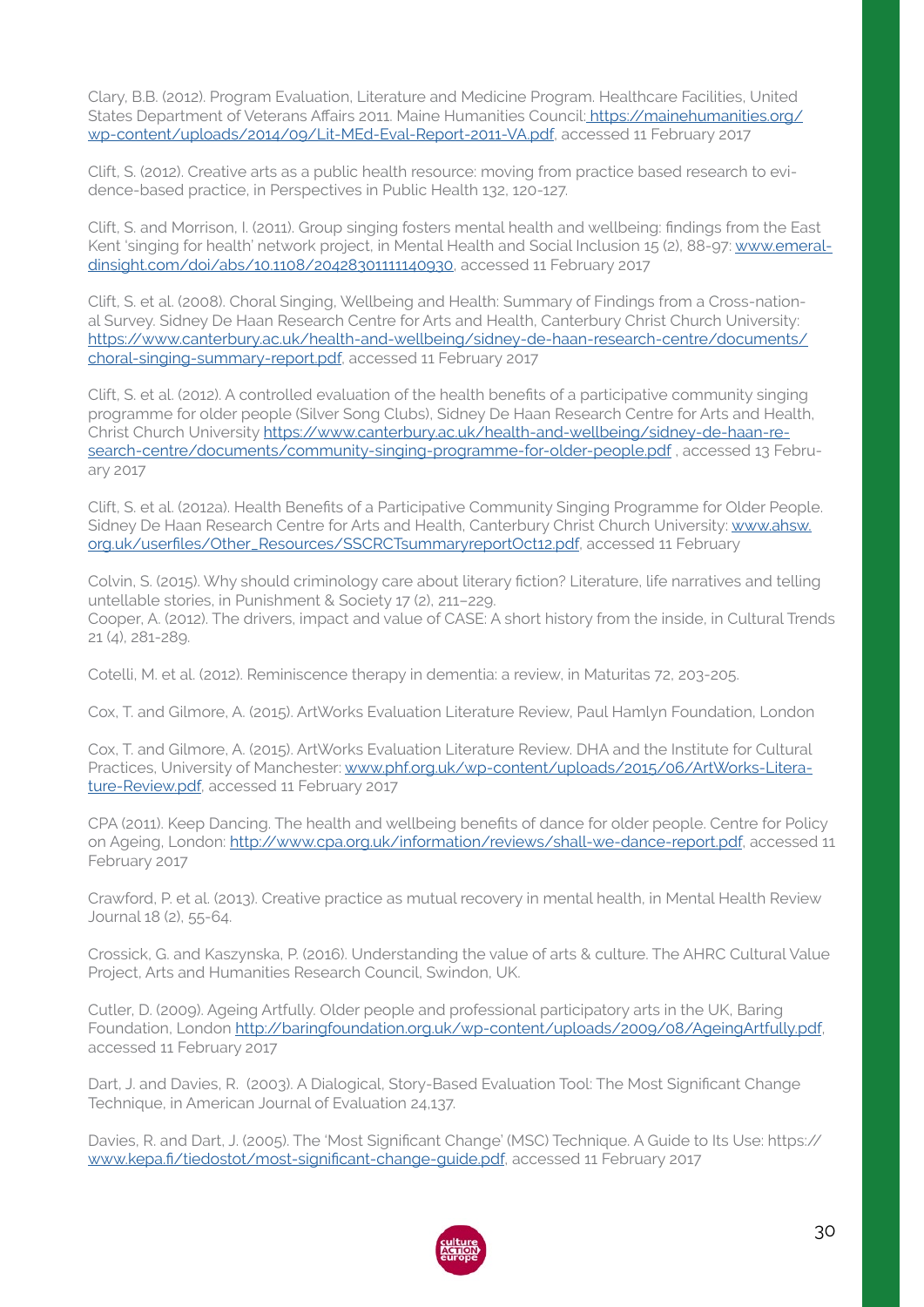Clary, B.B. (2012). Program Evaluation, Literature and Medicine Program. Healthcare Facilities, United States Department of Veterans Affairs 2011. Maine Humanities Council: https://mainehumanities.org/wp-content/uploads/2014/09/Lit-MEd-Eval-Report-2011-VA.pdf, accessed 11 February 2017

Clift, S. (2012). Creative arts as a public health resource: moving from practice based research to evidence-based practice, in Perspectives in Public Health 132, 120-127.

Clift, S. and Morrison, I. (2011). Group singing fosters mental health and wellbeing: findings from the East Kent 'singing for health' network project, in Mental Health and Social Inclusion 15 (2), 88-97: www.emeraldinsight.com/doi/abs/10.1108/20428301111140930, accessed 11 February 2017

Clift, S. et al. (2008). Choral Singing, Wellbeing and Health: Summary of Findings from a Cross-national Survey. Sidney De Haan Research Centre for Arts and Health, Canterbury Christ Church University: https://www.canterbury.ac.uk/health-and-wellbeing/sidney-de-haan-research-centre/documents/choral-singing-summary-report.pdf, accessed 11 February 2017

Clift, S. et al. (2012). A controlled evaluation of the health benefits of a participative community singing programme for older people (Silver Song Clubs), Sidney De Haan Research Centre for Arts and Health, Christ Church University https://www.canterbury.ac.uk/health-and-wellbeing/sidney-de-haan-research-centre/documents/community-singing-programme-for-older-people.pdf , accessed 13 February 2017

Clift, S. et al. (2012a). Health Benefits of a Participative Community Singing Programme for Older People. Sidney De Haan Research Centre for Arts and Health, Canterbury Christ Church University: www.ahsw.org.uk/userfiles/Other_Resources/SSCRCTsummaryreportOct12.pdf, accessed 11 February

Colvin, S. (2015). Why should criminology care about literary fiction? Literature, life narratives and telling untellable stories, in Punishment & Society 17 (2), 211–229.
Cooper, A. (2012). The drivers, impact and value of CASE: A short history from the inside, in Cultural Trends 21 (4), 281-289.

Cotelli, M. et al. (2012). Reminiscence therapy in dementia: a review, in Maturitas 72, 203-205.

Cox, T. and Gilmore, A. (2015). ArtWorks Evaluation Literature Review, Paul Hamlyn Foundation, London

Cox, T. and Gilmore, A. (2015). ArtWorks Evaluation Literature Review. DHA and the Institute for Cultural Practices, University of Manchester: www.phf.org.uk/wp-content/uploads/2015/06/ArtWorks-Literature-Review.pdf, accessed 11 February 2017

CPA (2011). Keep Dancing. The health and wellbeing benefits of dance for older people. Centre for Policy on Ageing, London: http://www.cpa.org.uk/information/reviews/shall-we-dance-report.pdf, accessed 11 February 2017

Crawford, P. et al. (2013). Creative practice as mutual recovery in mental health, in Mental Health Review Journal 18 (2), 55-64.

Crossick, G. and Kaszynska, P. (2016). Understanding the value of arts & culture. The AHRC Cultural Value Project, Arts and Humanities Research Council, Swindon, UK.

Cutler, D. (2009). Ageing Artfully. Older people and professional participatory arts in the UK, Baring Foundation, London http://baringfoundation.org.uk/wp-content/uploads/2009/08/AgeingArtfully.pdf, accessed 11 February 2017

Dart, J. and Davies, R. (2003). A Dialogical, Story-Based Evaluation Tool: The Most Significant Change Technique, in American Journal of Evaluation 24,137.

Davies, R. and Dart, J. (2005). The 'Most Significant Change' (MSC) Technique. A Guide to Its Use: https://www.kepa.fi/tiedostot/most-significant-change-guide.pdf, accessed 11 February 2017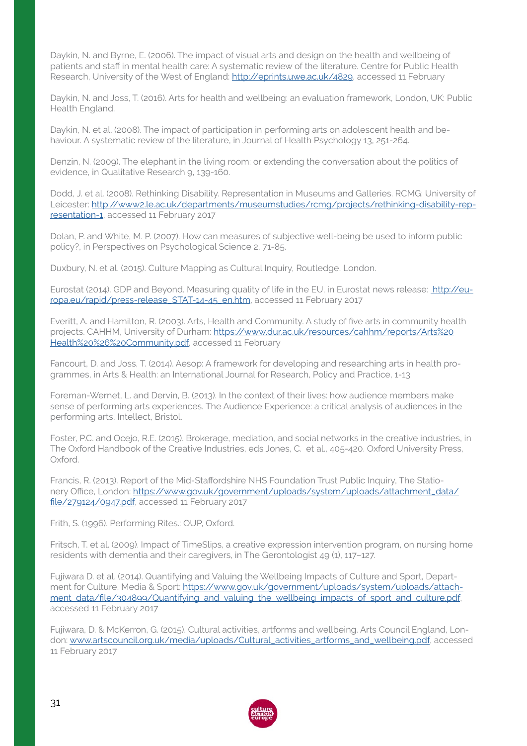Daykin, N. and Byrne, E. (2006). The impact of visual arts and design on the health and wellbeing of patients and staff in mental health care: A systematic review of the literature. Centre for Public Health Research, University of the West of England: http://eprints.uwe.ac.uk/4829, accessed 11 February

Daykin, N. and Joss, T. (2016). Arts for health and wellbeing: an evaluation framework, London, UK: Public Health England.

Daykin, N. et al. (2008). The impact of participation in performing arts on adolescent health and behaviour. A systematic review of the literature, in Journal of Health Psychology 13, 251-264.

Denzin, N. (2009). The elephant in the living room: or extending the conversation about the politics of evidence, in Qualitative Research 9, 139-160.

Dodd, J. et al. (2008). Rethinking Disability. Representation in Museums and Galleries. RCMG: University of Leicester: http://www2.le.ac.uk/departments/museumstudies/rcmg/projects/rethinking-disability-representation-1, accessed 11 February 2017

Dolan, P. and White, M. P. (2007). How can measures of subjective well-being be used to inform public policy?, in Perspectives on Psychological Science 2, 71-85.

Duxbury, N. et al. (2015). Culture Mapping as Cultural Inquiry, Routledge, London.

Eurostat (2014). GDP and Beyond. Measuring quality of life in the EU, in Eurostat news release: http://europa.eu/rapid/press-release_STAT-14-45_en.htm, accessed 11 February 2017

Everitt, A. and Hamilton, R. (2003). Arts, Health and Community. A study of five arts in community health projects. CAHHM, University of Durham: https://www.dur.ac.uk/resources/cahhm/reports/Arts%20Health%20%26%20Community.pdf, accessed 11 February

Fancourt, D. and Joss, T. (2014). Aesop: A framework for developing and researching arts in health programmes, in Arts & Health: an International Journal for Research, Policy and Practice, 1-13

Foreman-Wernet, L. and Dervin, B. (2013). In the context of their lives: how audience members make sense of performing arts experiences. The Audience Experience: a critical analysis of audiences in the performing arts, Intellect, Bristol.

Foster, P.C. and Ocejo, R.E. (2015). Brokerage, mediation, and social networks in the creative industries, in The Oxford Handbook of the Creative Industries, eds Jones, C. et al., 405-420. Oxford University Press, Oxford.

Francis, R. (2013). Report of the Mid-Staffordshire NHS Foundation Trust Public Inquiry, The Stationery Office, London: https://www.gov.uk/government/uploads/system/uploads/attachment_data/file/279124/0947.pdf, accessed 11 February 2017

Frith, S. (1996). Performing Rites.: OUP, Oxford.

Fritsch, T. et al. (2009). Impact of TimeSlips, a creative expression intervention program, on nursing home residents with dementia and their caregivers, in The Gerontologist 49 (1), 117–127.

Fujiwara D. et al. (2014). Quantifying and Valuing the Wellbeing Impacts of Culture and Sport, Department for Culture, Media & Sport: https://www.gov.uk/government/uploads/system/uploads/attachment_data/file/304899/Quantifying_and_valuing_the_wellbeing_impacts_of_sport_and_culture.pdf, accessed 11 February 2017

Fujiwara, D. & McKerron, G. (2015). Cultural activities, artforms and wellbeing. Arts Council England, London: www.artscouncil.org.uk/media/uploads/Cultural_activities_artforms_and_wellbeing.pdf, accessed 11 February 2017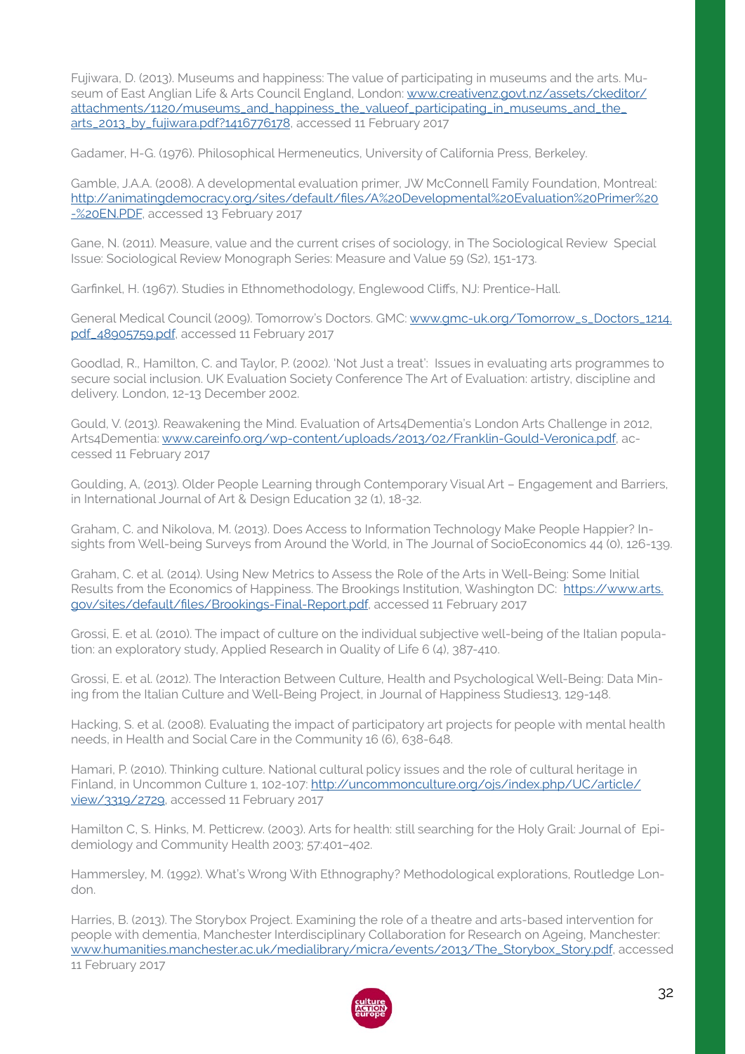Fujiwara, D. (2013). Museums and happiness: The value of participating in museums and the arts. Museum of East Anglian Life & Arts Council England, London: www.creativenz.govt.nz/assets/ckeditor/attachments/1120/museums_and_happiness_the_valueof_participating_in_museums_and_the_arts_2013_by_fujiwara.pdf?1416776178, accessed 11 February 2017

Gadamer, H-G. (1976). Philosophical Hermeneutics, University of California Press, Berkeley.

Gamble, J.A.A. (2008). A developmental evaluation primer, JW McConnell Family Foundation, Montreal: http://animatingdemocracy.org/sites/default/files/A%20Developmental%20Evaluation%20Primer%20-%20EN.PDF, accessed 13 February 2017

Gane, N. (2011). Measure, value and the current crises of sociology, in The Sociological Review Special Issue: Sociological Review Monograph Series: Measure and Value 59 (S2), 151-173.

Garfinkel, H. (1967). Studies in Ethnomethodology, Englewood Cliffs, NJ: Prentice-Hall.

General Medical Council (2009). Tomorrow's Doctors. GMC: www.gmc-uk.org/Tomorrow_s_Doctors_1214.pdf_48905759.pdf, accessed 11 February 2017

Goodlad, R., Hamilton, C. and Taylor, P. (2002). 'Not Just a treat': Issues in evaluating arts programmes to secure social inclusion. UK Evaluation Society Conference The Art of Evaluation: artistry, discipline and delivery. London, 12-13 December 2002.

Gould, V. (2013). Reawakening the Mind. Evaluation of Arts4Dementia's London Arts Challenge in 2012, Arts4Dementia: www.careinfo.org/wp-content/uploads/2013/02/Franklin-Gould-Veronica.pdf, accessed 11 February 2017

Goulding, A, (2013). Older People Learning through Contemporary Visual Art – Engagement and Barriers, in International Journal of Art & Design Education 32 (1), 18-32.

Graham, C. and Nikolova, M. (2013). Does Access to Information Technology Make People Happier? Insights from Well-being Surveys from Around the World, in The Journal of SocioEconomics 44 (0), 126-139.

Graham, C. et al. (2014). Using New Metrics to Assess the Role of the Arts in Well-Being: Some Initial Results from the Economics of Happiness. The Brookings Institution, Washington DC: https://www.arts.gov/sites/default/files/Brookings-Final-Report.pdf, accessed 11 February 2017

Grossi, E. et al. (2010). The impact of culture on the individual subjective well-being of the Italian population: an exploratory study, Applied Research in Quality of Life 6 (4), 387-410.

Grossi, E. et al. (2012). The Interaction Between Culture, Health and Psychological Well-Being: Data Mining from the Italian Culture and Well-Being Project, in Journal of Happiness Studies13, 129-148.

Hacking, S. et al. (2008). Evaluating the impact of participatory art projects for people with mental health needs, in Health and Social Care in the Community 16 (6), 638-648.

Hamari, P. (2010). Thinking culture. National cultural policy issues and the role of cultural heritage in Finland, in Uncommon Culture 1, 102-107: http://uncommonculture.org/ojs/index.php/UC/article/view/3319/2729, accessed 11 February 2017

Hamilton C, S. Hinks, M. Petticrew. (2003). Arts for health: still searching for the Holy Grail: Journal of Epidemiology and Community Health 2003; 57:401–402.

Hammersley, M. (1992). What's Wrong With Ethnography? Methodological explorations, Routledge London.

Harries, B. (2013). The Storybox Project. Examining the role of a theatre and arts-based intervention for people with dementia, Manchester Interdisciplinary Collaboration for Research on Ageing, Manchester: www.humanities.manchester.ac.uk/medialibrary/micra/events/2013/The_Storybox_Story.pdf, accessed 11 February 2017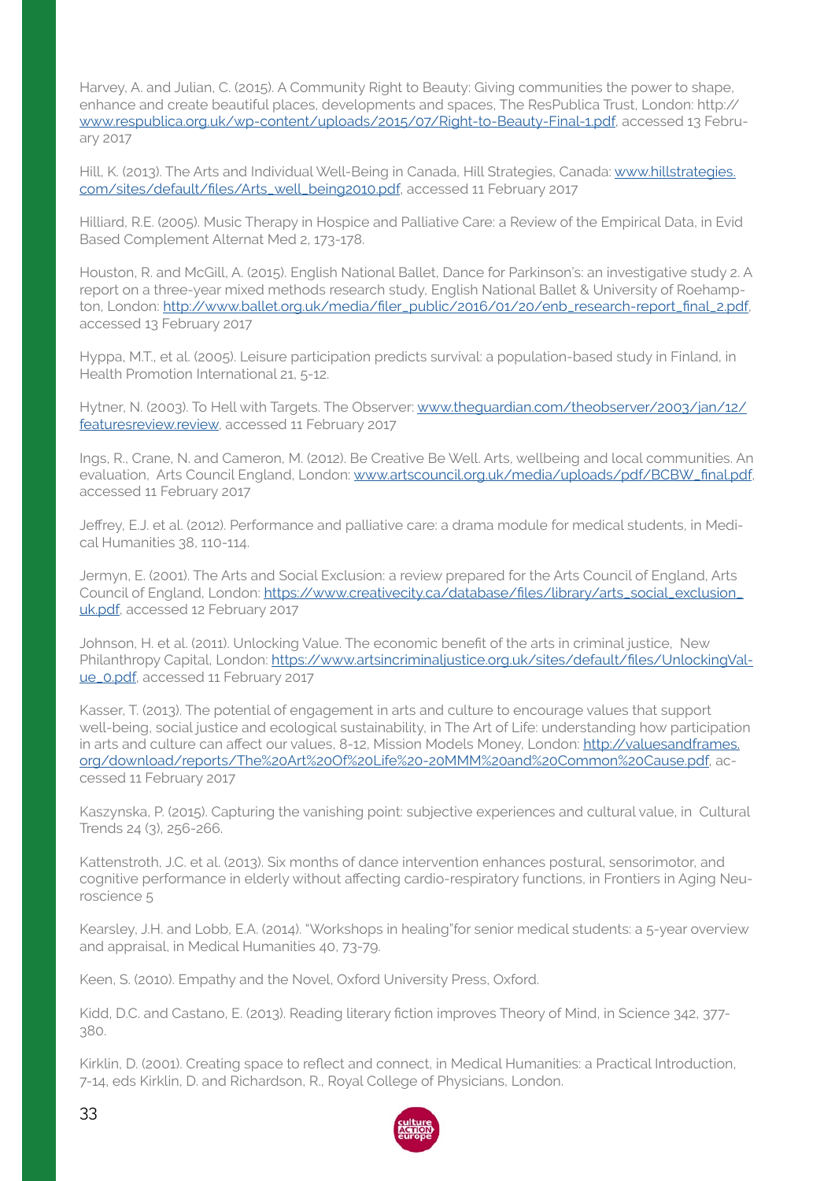Harvey, A. and Julian, C. (2015). A Community Right to Beauty: Giving communities the power to shape, enhance and create beautiful places, developments and spaces, The ResPublica Trust, London: http://www.respublica.org.uk/wp-content/uploads/2015/07/Right-to-Beauty-Final-1.pdf, accessed 13 February 2017

Hill, K. (2013). The Arts and Individual Well-Being in Canada, Hill Strategies, Canada: www.hillstrategies.com/sites/default/files/Arts_well_being2010.pdf, accessed 11 February 2017

Hilliard, R.E. (2005). Music Therapy in Hospice and Palliative Care: a Review of the Empirical Data, in Evid Based Complement Alternat Med 2, 173-178.

Houston, R. and McGill, A. (2015). English National Ballet, Dance for Parkinson's: an investigative study 2. A report on a three-year mixed methods research study, English National Ballet & University of Roehampton, London: http://www.ballet.org.uk/media/filer_public/2016/01/20/enb_research-report_final_2.pdf, accessed 13 February 2017

Hyppa, M.T., et al. (2005). Leisure participation predicts survival: a population-based study in Finland, in Health Promotion International 21, 5-12.

Hytner, N. (2003). To Hell with Targets. The Observer: www.theguardian.com/theobserver/2003/jan/12/featuresreview.review, accessed 11 February 2017

Ings, R., Crane, N. and Cameron, M. (2012). Be Creative Be Well. Arts, wellbeing and local communities. An evaluation, Arts Council England, London: www.artscouncil.org.uk/media/uploads/pdf/BCBW_final.pdf, accessed 11 February 2017

Jeffrey, E.J. et al. (2012). Performance and palliative care: a drama module for medical students, in Medical Humanities 38, 110-114.

Jermyn, E. (2001). The Arts and Social Exclusion: a review prepared for the Arts Council of England, Arts Council of England, London: https://www.creativecity.ca/database/files/library/arts_social_exclusion_uk.pdf, accessed 12 February 2017

Johnson, H. et al. (2011). Unlocking Value. The economic benefit of the arts in criminal justice, New Philanthropy Capital, London: https://www.artsincriminaljustice.org.uk/sites/default/files/UnlockingValue_0.pdf, accessed 11 February 2017

Kasser, T. (2013). The potential of engagement in arts and culture to encourage values that support well-being, social justice and ecological sustainability, in The Art of Life: understanding how participation in arts and culture can affect our values, 8-12, Mission Models Money, London: http://valuesandframes.org/download/reports/The%20Art%20Of%20Life%20-20MMM%20and%20Common%20Cause.pdf, accessed 11 February 2017

Kaszynska, P. (2015). Capturing the vanishing point: subjective experiences and cultural value, in Cultural Trends 24 (3), 256-266.

Kattenstroth, J.C. et al. (2013). Six months of dance intervention enhances postural, sensorimotor, and cognitive performance in elderly without affecting cardio-respiratory functions, in Frontiers in Aging Neuroscience 5

Kearsley, J.H. and Lobb, E.A. (2014). "Workshops in healing"for senior medical students: a 5-year overview and appraisal, in Medical Humanities 40, 73-79.

Keen, S. (2010). Empathy and the Novel, Oxford University Press, Oxford.

Kidd, D.C. and Castano, E. (2013). Reading literary fiction improves Theory of Mind, in Science 342, 377-380.

Kirklin, D. (2001). Creating space to reflect and connect, in Medical Humanities: a Practical Introduction, 7-14, eds Kirklin, D. and Richardson, R., Royal College of Physicians, London.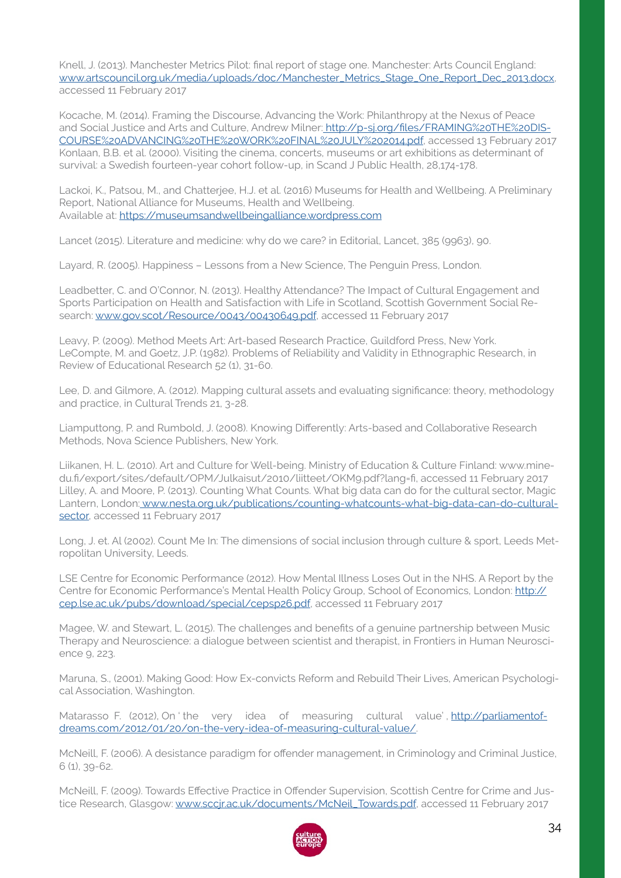Knell, J. (2013). Manchester Metrics Pilot: final report of stage one. Manchester: Arts Council England: www.artscouncil.org.uk/media/uploads/doc/Manchester_Metrics_Stage_One_Report_Dec_2013.docx, accessed 11 February 2017

Kocache, M. (2014). Framing the Discourse, Advancing the Work: Philanthropy at the Nexus of Peace and Social Justice and Arts and Culture, Andrew Milner: http://p-sj.org/files/FRAMING%20THE%20DISCOURSE%20ADVANCING%20THE%20WORK%20FINAL%20JULY%202014.pdf, accessed 13 February 2017
Konlaan, B.B. et al. (2000). Visiting the cinema, concerts, museums or art exhibitions as determinant of survival: a Swedish fourteen-year cohort follow-up, in Scand J Public Health, 28,174-178.

Lackoi, K., Patsou, M., and Chatterjee, H.J. et al. (2016) Museums for Health and Wellbeing. A Preliminary Report, National Alliance for Museums, Health and Wellbeing.
Available at: https://museumsandwellbeingalliance.wordpress.com

Lancet (2015). Literature and medicine: why do we care? in Editorial, Lancet, 385 (9963), 90.

Layard, R. (2005). Happiness – Lessons from a New Science, The Penguin Press, London.

Leadbetter, C. and O'Connor, N. (2013). Healthy Attendance? The Impact of Cultural Engagement and Sports Participation on Health and Satisfaction with Life in Scotland, Scottish Government Social Research: www.gov.scot/Resource/0043/00430649.pdf, accessed 11 February 2017

Leavy, P. (2009). Method Meets Art: Art-based Research Practice, Guildford Press, New York.
LeCompte, M. and Goetz, J.P. (1982). Problems of Reliability and Validity in Ethnographic Research, in Review of Educational Research 52 (1), 31-60.

Lee, D. and Gilmore, A. (2012). Mapping cultural assets and evaluating significance: theory, methodology and practice, in Cultural Trends 21, 3-28.

Liamputtong, P. and Rumbold, J. (2008). Knowing Differently: Arts-based and Collaborative Research Methods, Nova Science Publishers, New York.

Liikanen, H. L. (2010). Art and Culture for Well-being. Ministry of Education & Culture Finland: www.minedu.fi/export/sites/default/OPM/Julkaisut/2010/liitteet/OKM9.pdf?lang=fi, accessed 11 February 2017
Lilley, A. and Moore, P. (2013). Counting What Counts. What big data can do for the cultural sector, Magic Lantern, London: www.nesta.org.uk/publications/counting-whatcounts-what-big-data-can-do-cultural-sector, accessed 11 February 2017

Long, J. et. Al (2002). Count Me In: The dimensions of social inclusion through culture & sport, Leeds Metropolitan University, Leeds.

LSE Centre for Economic Performance (2012). How Mental Illness Loses Out in the NHS. A Report by the Centre for Economic Performance's Mental Health Policy Group, School of Economics, London: http://cep.lse.ac.uk/pubs/download/special/cepsp26.pdf, accessed 11 February 2017

Magee, W. and Stewart, L. (2015). The challenges and benefits of a genuine partnership between Music Therapy and Neuroscience: a dialogue between scientist and therapist, in Frontiers in Human Neuroscience 9, 223.

Maruna, S., (2001). Making Good: How Ex-convicts Reform and Rebuild Their Lives, American Psychological Association, Washington.

Matarasso F. (2012), On ' the very idea of measuring cultural value' , http://parliamentofdreams.com/2012/01/20/on-the-very-idea-of-measuring-cultural-value/.

McNeill, F. (2006). A desistance paradigm for offender management, in Criminology and Criminal Justice, 6 (1), 39-62.

McNeill, F. (2009). Towards Effective Practice in Offender Supervision, Scottish Centre for Crime and Justice Research, Glasgow: www.sccjr.ac.uk/documents/McNeil_Towards.pdf, accessed 11 February 2017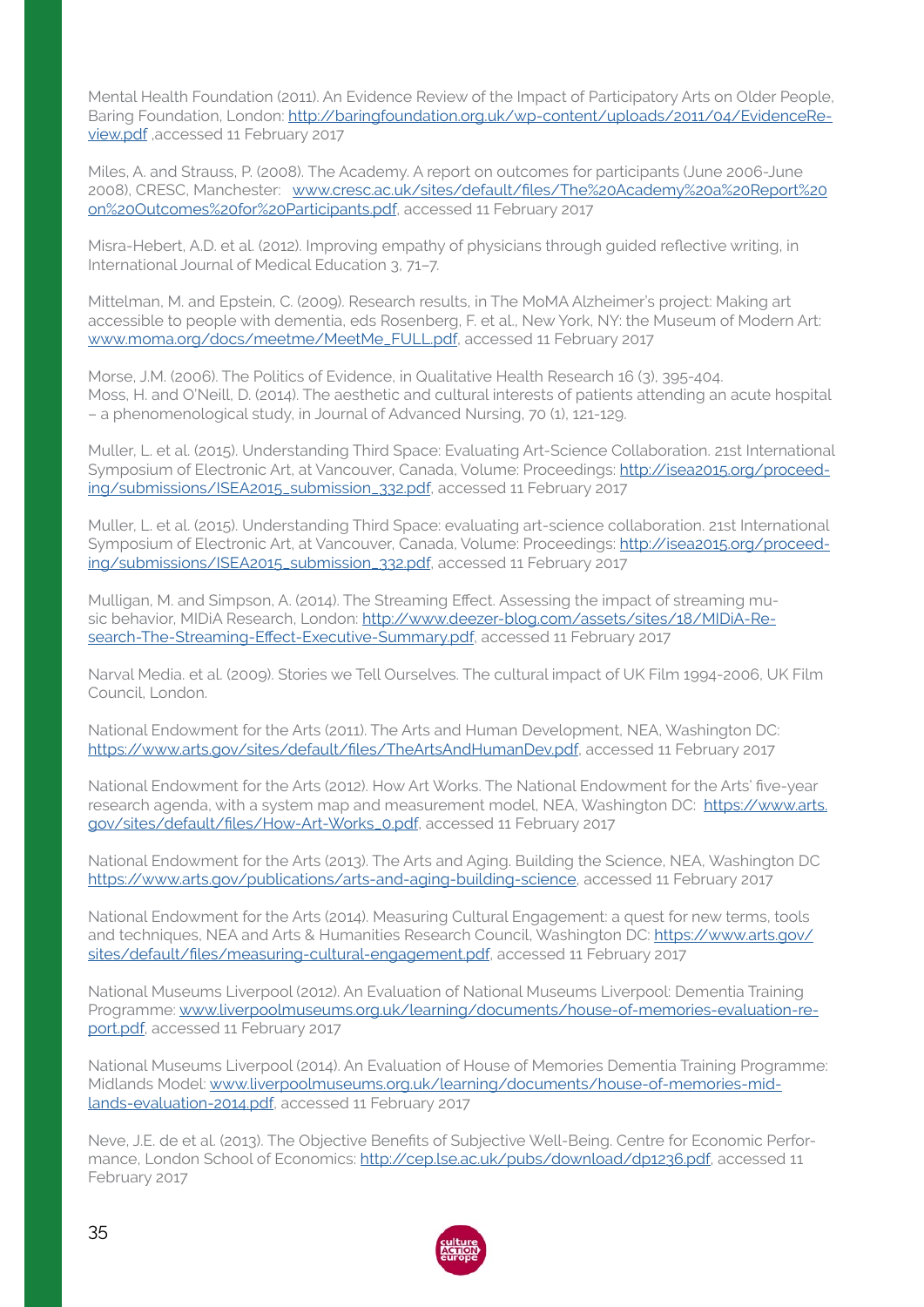Mental Health Foundation (2011). An Evidence Review of the Impact of Participatory Arts on Older People, Baring Foundation, London: http://baringfoundation.org.uk/wp-content/uploads/2011/04/EvidenceReview.pdf ,accessed 11 February 2017

Miles, A. and Strauss, P. (2008). The Academy. A report on outcomes for participants (June 2006-June 2008), CRESC, Manchester: www.cresc.ac.uk/sites/default/files/The%20Academy%20a%20Report%20on%20Outcomes%20for%20Participants.pdf, accessed 11 February 2017

Misra-Hebert, A.D. et al. (2012). Improving empathy of physicians through guided reflective writing, in International Journal of Medical Education 3, 71–7.

Mittelman, M. and Epstein, C. (2009). Research results, in The MoMA Alzheimer's project: Making art accessible to people with dementia, eds Rosenberg, F. et al., New York, NY: the Museum of Modern Art: www.moma.org/docs/meetme/MeetMe_FULL.pdf, accessed 11 February 2017

Morse, J.M. (2006). The Politics of Evidence, in Qualitative Health Research 16 (3), 395-404.
Moss, H. and O'Neill, D. (2014). The aesthetic and cultural interests of patients attending an acute hospital – a phenomenological study, in Journal of Advanced Nursing, 70 (1), 121-129.

Muller, L. et al. (2015). Understanding Third Space: Evaluating Art-Science Collaboration. 21st International Symposium of Electronic Art, at Vancouver, Canada, Volume: Proceedings: http://isea2015.org/proceeding/submissions/ISEA2015_submission_332.pdf, accessed 11 February 2017

Muller, L. et al. (2015). Understanding Third Space: evaluating art-science collaboration. 21st International Symposium of Electronic Art, at Vancouver, Canada, Volume: Proceedings: http://isea2015.org/proceeding/submissions/ISEA2015_submission_332.pdf, accessed 11 February 2017

Mulligan, M. and Simpson, A. (2014). The Streaming Effect. Assessing the impact of streaming music behavior, MIDiA Research, London: http://www.deezer-blog.com/assets/sites/18/MIDiA-Research-The-Streaming-Effect-Executive-Summary.pdf, accessed 11 February 2017

Narval Media. et al. (2009). Stories we Tell Ourselves. The cultural impact of UK Film 1994-2006, UK Film Council, London.

National Endowment for the Arts (2011). The Arts and Human Development, NEA, Washington DC: https://www.arts.gov/sites/default/files/TheArtsAndHumanDev.pdf, accessed 11 February 2017

National Endowment for the Arts (2012). How Art Works. The National Endowment for the Arts' five-year research agenda, with a system map and measurement model, NEA, Washington DC: https://www.arts.gov/sites/default/files/How-Art-Works_0.pdf, accessed 11 February 2017

National Endowment for the Arts (2013). The Arts and Aging. Building the Science, NEA, Washington DC https://www.arts.gov/publications/arts-and-aging-building-science, accessed 11 February 2017

National Endowment for the Arts (2014). Measuring Cultural Engagement: a quest for new terms, tools and techniques, NEA and Arts & Humanities Research Council, Washington DC: https://www.arts.gov/sites/default/files/measuring-cultural-engagement.pdf, accessed 11 February 2017

National Museums Liverpool (2012). An Evaluation of National Museums Liverpool: Dementia Training Programme: www.liverpoolmuseums.org.uk/learning/documents/house-of-memories-evaluation-report.pdf, accessed 11 February 2017

National Museums Liverpool (2014). An Evaluation of House of Memories Dementia Training Programme: Midlands Model: www.liverpoolmuseums.org.uk/learning/documents/house-of-memories-midlands-evaluation-2014.pdf, accessed 11 February 2017

Neve, J.E. de et al. (2013). The Objective Benefits of Subjective Well-Being. Centre for Economic Performance, London School of Economics: http://cep.lse.ac.uk/pubs/download/dp1236.pdf, accessed 11 February 2017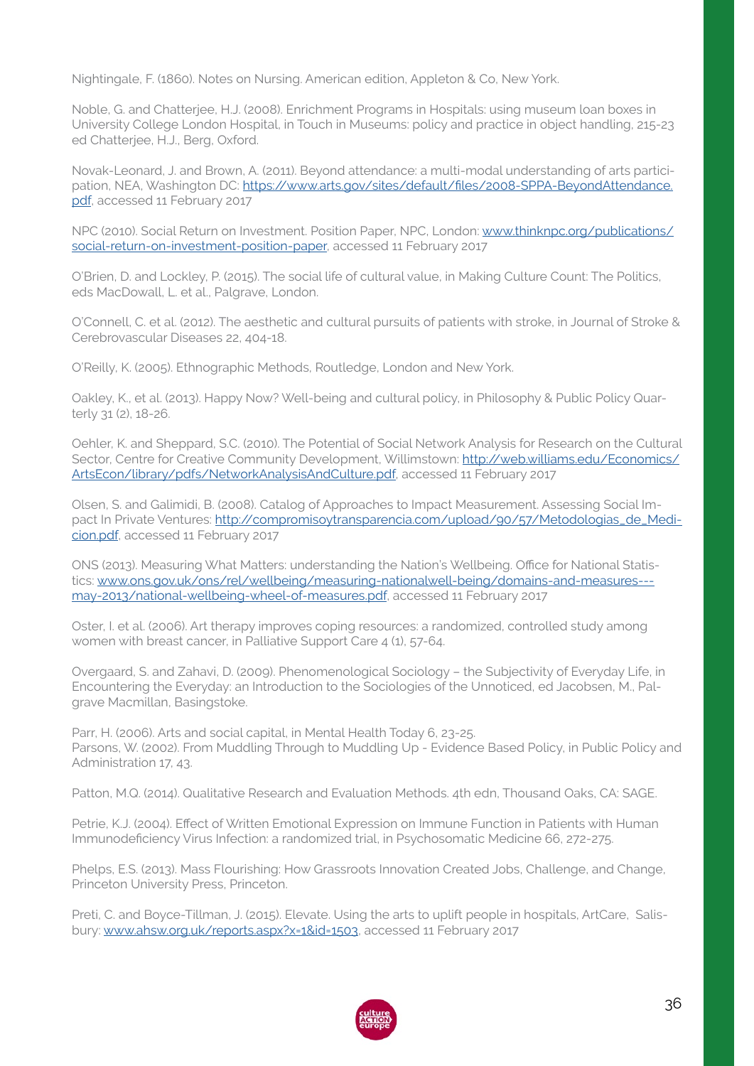Nightingale, F. (1860). Notes on Nursing. American edition, Appleton & Co, New York.

Noble, G. and Chatterjee, H.J. (2008). Enrichment Programs in Hospitals: using museum loan boxes in University College London Hospital, in Touch in Museums: policy and practice in object handling, 215-23 ed Chatterjee, H.J., Berg, Oxford.

Novak-Leonard, J. and Brown, A. (2011). Beyond attendance: a multi-modal understanding of arts participation, NEA, Washington DC: https://www.arts.gov/sites/default/files/2008-SPPA-BeyondAttendance.pdf, accessed 11 February 2017

NPC (2010). Social Return on Investment. Position Paper, NPC, London: www.thinknpc.org/publications/social-return-on-investment-position-paper, accessed 11 February 2017

O'Brien, D. and Lockley, P. (2015). The social life of cultural value, in Making Culture Count: The Politics, eds MacDowall, L. et al., Palgrave, London.

O'Connell, C. et al. (2012). The aesthetic and cultural pursuits of patients with stroke, in Journal of Stroke & Cerebrovascular Diseases 22, 404-18.

O'Reilly, K. (2005). Ethnographic Methods, Routledge, London and New York.

Oakley, K., et al. (2013). Happy Now? Well-being and cultural policy, in Philosophy & Public Policy Quarterly 31 (2), 18-26.

Oehler, K. and Sheppard, S.C. (2010). The Potential of Social Network Analysis for Research on the Cultural Sector, Centre for Creative Community Development, Willimstown: http://web.williams.edu/Economics/ArtsEcon/library/pdfs/NetworkAnalysisAndCulture.pdf, accessed 11 February 2017

Olsen, S. and Galimidi, B. (2008). Catalog of Approaches to Impact Measurement. Assessing Social Impact In Private Ventures: http://compromisoytransparencia.com/upload/90/57/Metodologias_de_Medicion.pdf, accessed 11 February 2017

ONS (2013). Measuring What Matters: understanding the Nation's Wellbeing. Office for National Statistics: www.ons.gov.uk/ons/rel/wellbeing/measuring-nationalwell-being/domains-and-measures---may-2013/national-wellbeing-wheel-of-measures.pdf, accessed 11 February 2017

Oster, I. et al. (2006). Art therapy improves coping resources: a randomized, controlled study among women with breast cancer, in Palliative Support Care 4 (1), 57-64.

Overgaard, S. and Zahavi, D. (2009). Phenomenological Sociology – the Subjectivity of Everyday Life, in Encountering the Everyday: an Introduction to the Sociologies of the Unnoticed, ed Jacobsen, M., Palgrave Macmillan, Basingstoke.

Parr, H. (2006). Arts and social capital, in Mental Health Today 6, 23-25.

Parsons, W. (2002). From Muddling Through to Muddling Up - Evidence Based Policy, in Public Policy and Administration 17, 43.

Patton, M.Q. (2014). Qualitative Research and Evaluation Methods. 4th edn, Thousand Oaks, CA: SAGE.

Petrie, K.J. (2004). Effect of Written Emotional Expression on Immune Function in Patients with Human Immunodeficiency Virus Infection: a randomized trial, in Psychosomatic Medicine 66, 272-275.

Phelps, E.S. (2013). Mass Flourishing: How Grassroots Innovation Created Jobs, Challenge, and Change, Princeton University Press, Princeton.

Preti, C. and Boyce-Tillman, J. (2015). Elevate. Using the arts to uplift people in hospitals, ArtCare, Salisbury: www.ahsw.org.uk/reports.aspx?x=1&id=1503, accessed 11 February 2017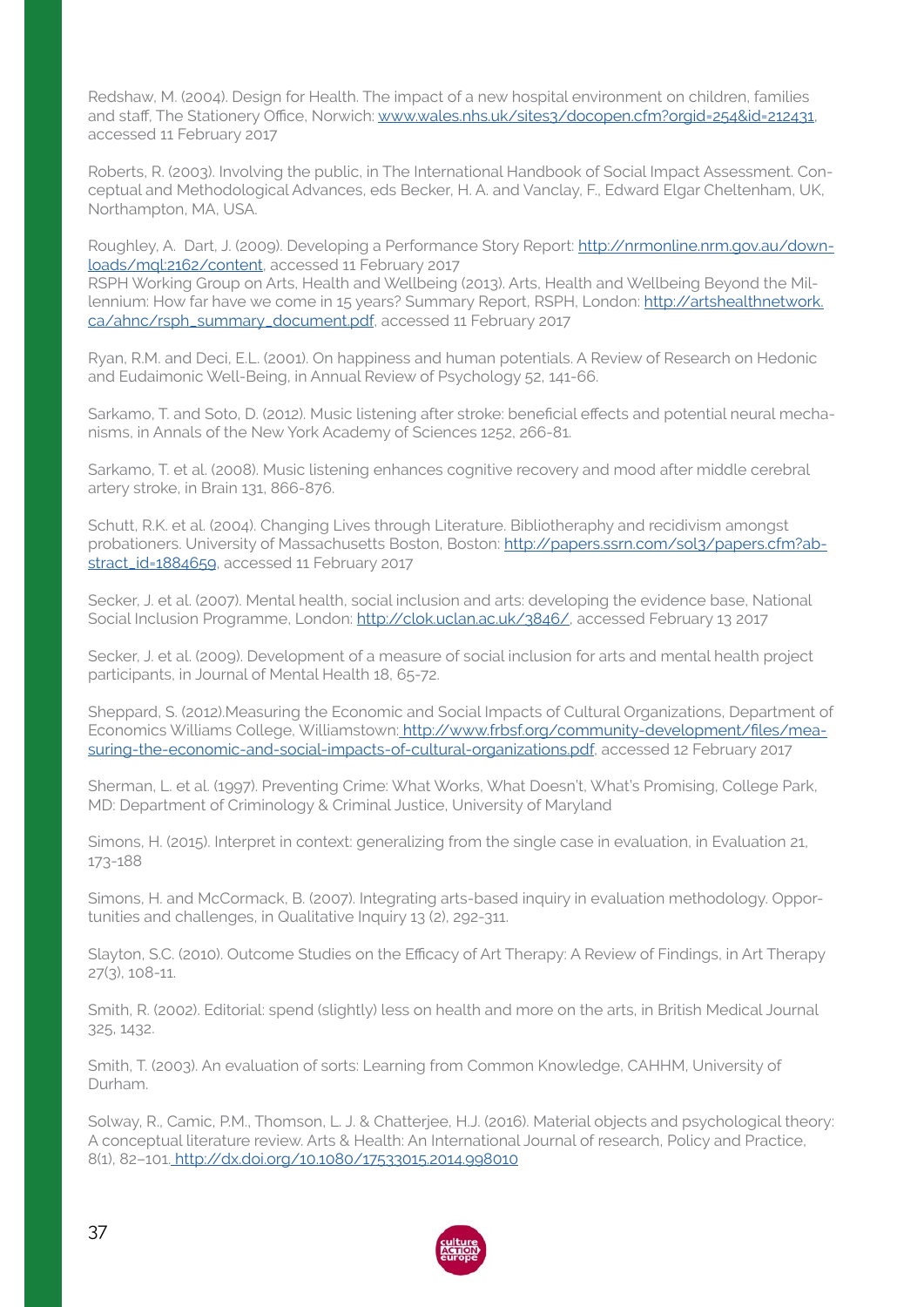Redshaw, M. (2004). Design for Health. The impact of a new hospital environment on children, families and staff, The Stationery Office, Norwich: www.wales.nhs.uk/sites3/docopen.cfm?orgid=254&id=212431, accessed 11 February 2017

Roberts, R. (2003). Involving the public, in The International Handbook of Social Impact Assessment. Conceptual and Methodological Advances, eds Becker, H. A. and Vanclay, F., Edward Elgar Cheltenham, UK, Northampton, MA, USA.

Roughley, A. Dart, J. (2009). Developing a Performance Story Report: http://nrmonline.nrm.gov.au/downloads/mql:2162/content, accessed 11 February 2017
RSPH Working Group on Arts, Health and Wellbeing (2013). Arts, Health and Wellbeing Beyond the Millennium: How far have we come in 15 years? Summary Report, RSPH, London: http://artshealthnetwork.ca/ahnc/rsph_summary_document.pdf, accessed 11 February 2017

Ryan, R.M. and Deci, E.L. (2001). On happiness and human potentials. A Review of Research on Hedonic and Eudaimonic Well-Being, in Annual Review of Psychology 52, 141-66.

Sarkamo, T. and Soto, D. (2012). Music listening after stroke: beneficial effects and potential neural mechanisms, in Annals of the New York Academy of Sciences 1252, 266-81.

Sarkamo, T. et al. (2008). Music listening enhances cognitive recovery and mood after middle cerebral artery stroke, in Brain 131, 866-876.

Schutt, R.K. et al. (2004). Changing Lives through Literature. Bibliotherapy and recidivism amongst probationers. University of Massachusetts Boston, Boston: http://papers.ssrn.com/sol3/papers.cfm?abstract_id=1884659, accessed 11 February 2017

Secker, J. et al. (2007). Mental health, social inclusion and arts: developing the evidence base, National Social Inclusion Programme, London: http://clok.uclan.ac.uk/3846/, accessed February 13 2017

Secker, J. et al. (2009). Development of a measure of social inclusion for arts and mental health project participants, in Journal of Mental Health 18, 65-72.

Sheppard, S. (2012).Measuring the Economic and Social Impacts of Cultural Organizations, Department of Economics Williams College, Williamstown: http://www.frbsf.org/community-development/files/measuring-the-economic-and-social-impacts-of-cultural-organizations.pdf, accessed 12 February 2017

Sherman, L. et al. (1997). Preventing Crime: What Works, What Doesn't, What's Promising, College Park, MD: Department of Criminology & Criminal Justice, University of Maryland

Simons, H. (2015). Interpret in context: generalizing from the single case in evaluation, in Evaluation 21, 173-188

Simons, H. and McCormack, B. (2007). Integrating arts-based inquiry in evaluation methodology. Opportunities and challenges, in Qualitative Inquiry 13 (2), 292-311.

Slayton, S.C. (2010). Outcome Studies on the Efficacy of Art Therapy: A Review of Findings, in Art Therapy 27(3), 108-11.

Smith, R. (2002). Editorial: spend (slightly) less on health and more on the arts, in British Medical Journal 325, 1432.

Smith, T. (2003). An evaluation of sorts: Learning from Common Knowledge, CAHHM, University of Durham.

Solway, R., Camic, P.M., Thomson, L. J. & Chatterjee, H.J. (2016). Material objects and psychological theory: A conceptual literature review. Arts & Health: An International Journal of research, Policy and Practice, 8(1), 82–101. http://dx.doi.org/10.1080/17533015.2014.998010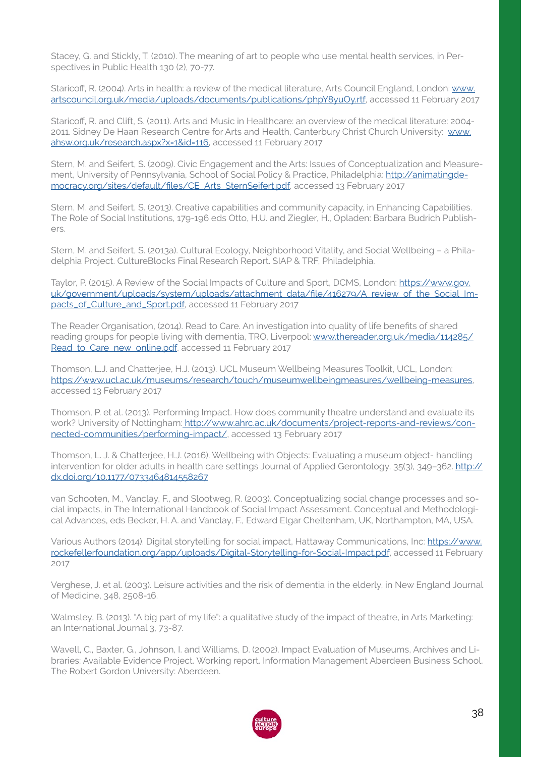Stacey, G. and Stickly, T. (2010). The meaning of art to people who use mental health services, in Perspectives in Public Health 130 (2), 70-77.

Staricoff, R. (2004). Arts in health: a review of the medical literature, Arts Council England, London: www.artscouncil.org.uk/media/uploads/documents/publications/phpY8yuOy.rtf, accessed 11 February 2017

Staricoff, R. and Clift, S. (2011). Arts and Music in Healthcare: an overview of the medical literature: 2004-2011. Sidney De Haan Research Centre for Arts and Health, Canterbury Christ Church University: www.ahsw.org.uk/research.aspx?x=1&id=116, accessed 11 February 2017

Stern, M. and Seifert, S. (2009). Civic Engagement and the Arts: Issues of Conceptualization and Measurement, University of Pennsylvania, School of Social Policy & Practice, Philadelphia: http://animatingdemocracy.org/sites/default/files/CE_Arts_SternSeifert.pdf, accessed 13 February 2017

Stern, M. and Seifert, S. (2013). Creative capabilities and community capacity, in Enhancing Capabilities. The Role of Social Institutions, 179-196 eds Otto, H.U. and Ziegler, H., Opladen: Barbara Budrich Publishers.

Stern, M. and Seifert, S. (2013a). Cultural Ecology, Neighborhood Vitality, and Social Wellbeing – a Philadelphia Project. CultureBlocks Final Research Report. SIAP & TRF, Philadelphia.

Taylor, P. (2015). A Review of the Social Impacts of Culture and Sport, DCMS, London: https://www.gov.uk/government/uploads/system/uploads/attachment_data/file/416279/A_review_of_the_Social_Impacts_of_Culture_and_Sport.pdf, accessed 11 February 2017

The Reader Organisation, (2014). Read to Care. An investigation into quality of life benefits of shared reading groups for people living with dementia, TRO, Liverpool: www.thereader.org.uk/media/114285/Read_to_Care_new_online.pdf, accessed 11 February 2017

Thomson, L.J. and Chatterjee, H.J. (2013). UCL Museum Wellbeing Measures Toolkit, UCL, London: https://www.ucl.ac.uk/museums/research/touch/museumwellbeingmeasures/wellbeing-measures, accessed 13 February 2017

Thomson, P. et al. (2013). Performing Impact. How does community theatre understand and evaluate its work? University of Nottingham: http://www.ahrc.ac.uk/documents/project-reports-and-reviews/connected-communities/performing-impact/, accessed 13 February 2017

Thomson, L. J. & Chatterjee, H.J. (2016). Wellbeing with Objects: Evaluating a museum object- handling intervention for older adults in health care settings Journal of Applied Gerontology, 35(3), 349–362. http://dx.doi.org/10.1177/0733464814558267

van Schooten, M., Vanclay, F., and Slootweg, R. (2003). Conceptualizing social change processes and social impacts, in The International Handbook of Social Impact Assessment. Conceptual and Methodological Advances, eds Becker, H. A. and Vanclay, F., Edward Elgar Cheltenham, UK, Northampton, MA, USA.

Various Authors (2014). Digital storytelling for social impact, Hattaway Communications, Inc: https://www.rockefellerfoundation.org/app/uploads/Digital-Storytelling-for-Social-Impact.pdf, accessed 11 February 2017

Verghese, J. et al. (2003). Leisure activities and the risk of dementia in the elderly, in New England Journal of Medicine, 348, 2508-16.

Walmsley, B. (2013). "A big part of my life": a qualitative study of the impact of theatre, in Arts Marketing: an International Journal 3, 73-87.

Wavell, C., Baxter, G., Johnson, I. and Williams, D. (2002). Impact Evaluation of Museums, Archives and Libraries: Available Evidence Project. Working report. Information Management Aberdeen Business School. The Robert Gordon University: Aberdeen.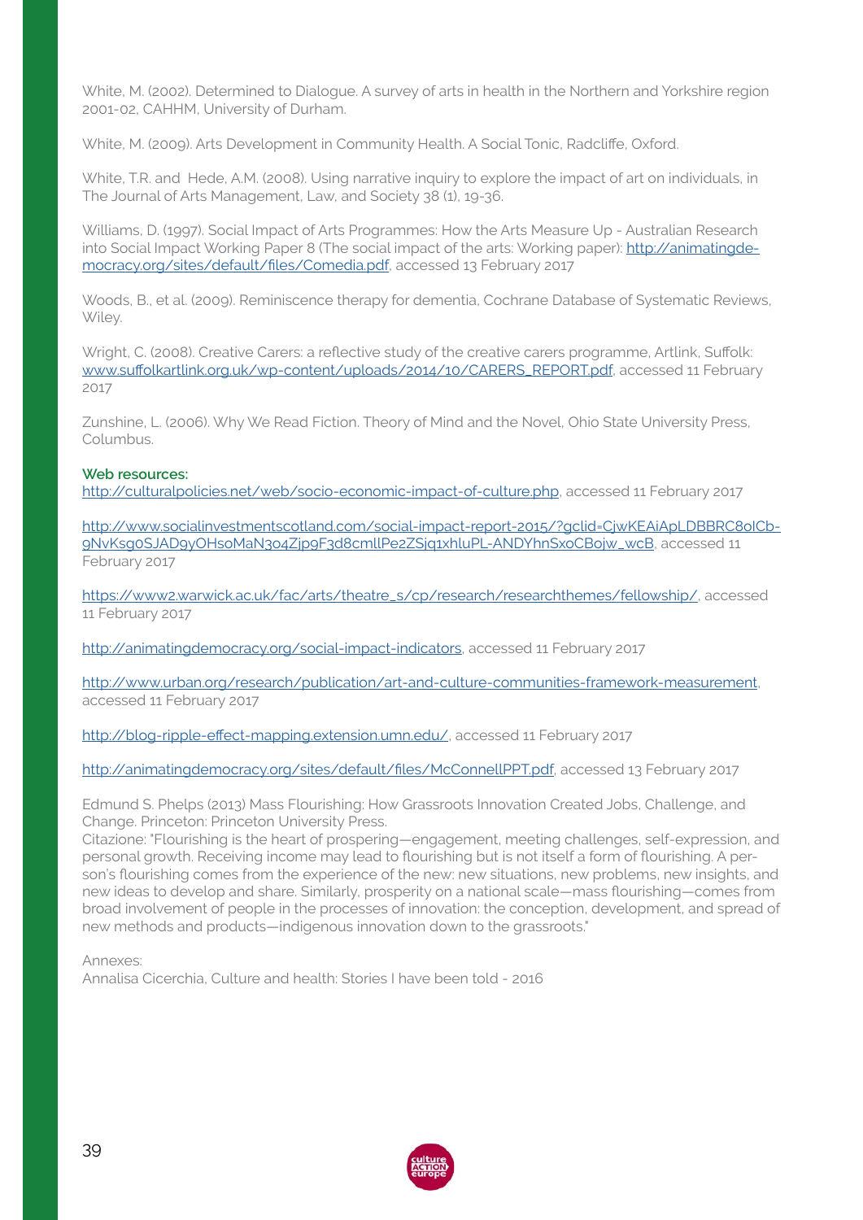White, M. (2002). Determined to Dialogue. A survey of arts in health in the Northern and Yorkshire region 2001-02, CAHHM, University of Durham.

White, M. (2009). Arts Development in Community Health. A Social Tonic, Radcliffe, Oxford.

White, T.R. and Hede, A.M. (2008). Using narrative inquiry to explore the impact of art on individuals, in The Journal of Arts Management, Law, and Society 38 (1), 19-36.

Williams, D. (1997). Social Impact of Arts Programmes: How the Arts Measure Up - Australian Research into Social Impact Working Paper 8 (The social impact of the arts: Working paper): http://animatingdemocracy.org/sites/default/files/Comedia.pdf, accessed 13 February 2017

Woods, B., et al. (2009). Reminiscence therapy for dementia, Cochrane Database of Systematic Reviews, Wiley.

Wright, C. (2008). Creative Carers: a reflective study of the creative carers programme, Artlink, Suffolk: www.suffolkartlink.org.uk/wp-content/uploads/2014/10/CARERS_REPORT.pdf, accessed 11 February 2017

Zunshine, L. (2006). Why We Read Fiction. Theory of Mind and the Novel, Ohio State University Press, Columbus.

**Web resources:**

http://culturalpolicies.net/web/socio-economic-impact-of-culture.php, accessed 11 February 2017

http://www.socialinvestmentscotland.com/social-impact-report-2015/?gclid=CjwKEAiApLDBBRC8oICb-9NvKsg0SJAD9yOHsoMaN3o4Zjp9F3d8cmllPe2ZSjq1xhluPL-ANDYhnSxoCBojw_wcB, accessed 11 February 2017

https://www2.warwick.ac.uk/fac/arts/theatre_s/cp/research/researchthemes/fellowship/, accessed 11 February 2017

http://animatingdemocracy.org/social-impact-indicators, accessed 11 February 2017

http://www.urban.org/research/publication/art-and-culture-communities-framework-measurement, accessed 11 February 2017

http://blog-ripple-effect-mapping.extension.umn.edu/, accessed 11 February 2017

http://animatingdemocracy.org/sites/default/files/McConnellPPT.pdf, accessed 13 February 2017

Edmund S. Phelps (2013) Mass Flourishing: How Grassroots Innovation Created Jobs, Challenge, and Change. Princeton: Princeton University Press.
Citazione: "Flourishing is the heart of prospering—engagement, meeting challenges, self-expression, and personal growth. Receiving income may lead to flourishing but is not itself a form of flourishing. A person's flourishing comes from the experience of the new: new situations, new problems, new insights, and new ideas to develop and share. Similarly, prosperity on a national scale—mass flourishing—comes from broad involvement of people in the processes of innovation: the conception, development, and spread of new methods and products—indigenous innovation down to the grassroots."

Annexes:
Annalisa Cicerchia, Culture and health: Stories I have been told - 2016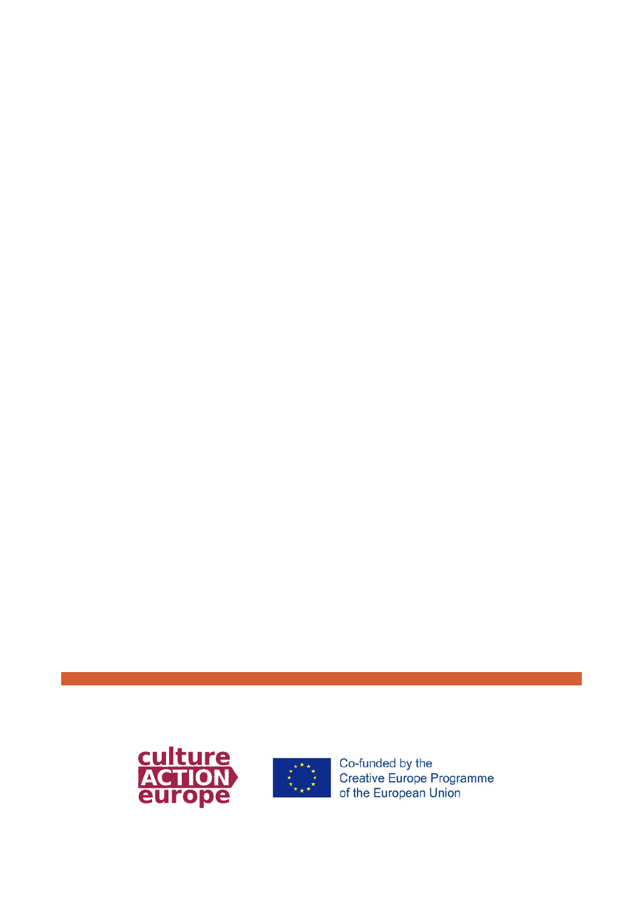culture ACTION europe

Co-funded by the Creative Europe Programme of the European Union